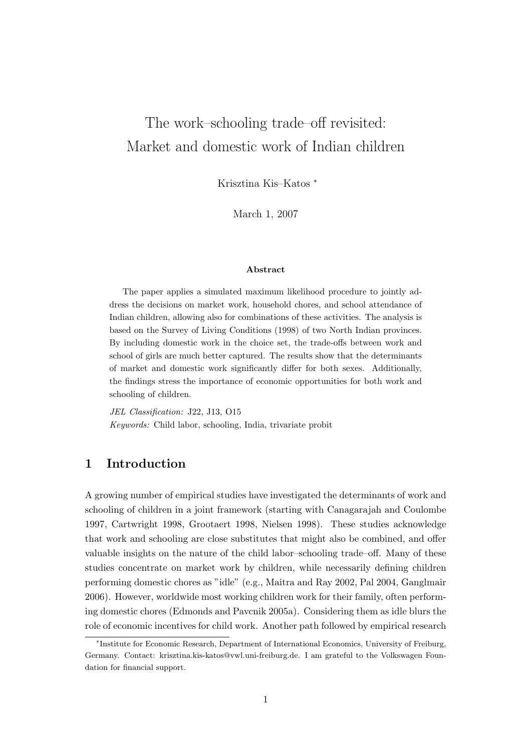# The work–schooling trade–off revisited: Market and domestic work of Indian children

Krisztina Kis–Katos [*]

March 1, 2007

**Abstract**

The paper applies a simulated maximum likelihood procedure to jointly address the decisions on market work, household chores, and school attendance of Indian children, allowing also for combinations of these activities. The analysis is based on the Survey of Living Conditions (1998) of two North Indian provinces. By including domestic work in the choice set, the trade-offs between work and school of girls are much better captured. The results show that the determinants of market and domestic work significantly differ for both sexes. Additionally, the findings stress the importance of economic opportunities for both work and schooling of children.

*JEL Classification:* J22, J13, O15

*Keywords:* Child labor, schooling, India, trivariate probit

## 1 Introduction

A growing number of empirical studies have investigated the determinants of work and schooling of children in a joint framework (starting with Canagarajah and Coulombe 1997, Cartwright 1998, Grootaert 1998, Nielsen 1998). These studies acknowledge that work and schooling are close substitutes that might also be combined, and offer valuable insights on the nature of the child labor–schooling trade–off. Many of these studies concentrate on market work by children, while necessarily defining children performing domestic chores as "idle" (e.g., Maitra and Ray 2002, Pal 2004, Ganglmair 2006). However, worldwide most working children work for their family, often performing domestic chores (Edmonds and Pavcnik 2005a). Considering them as idle blurs the role of economic incentives for child work. Another path followed by empirical research

---

[*] Institute for Economic Research, Department of International Economics, University of Freiburg, Germany. Contact: krisztina.kis-katos@vwl.uni-freiburg.de. I am grateful to the Volkswagen Foundation for financial support.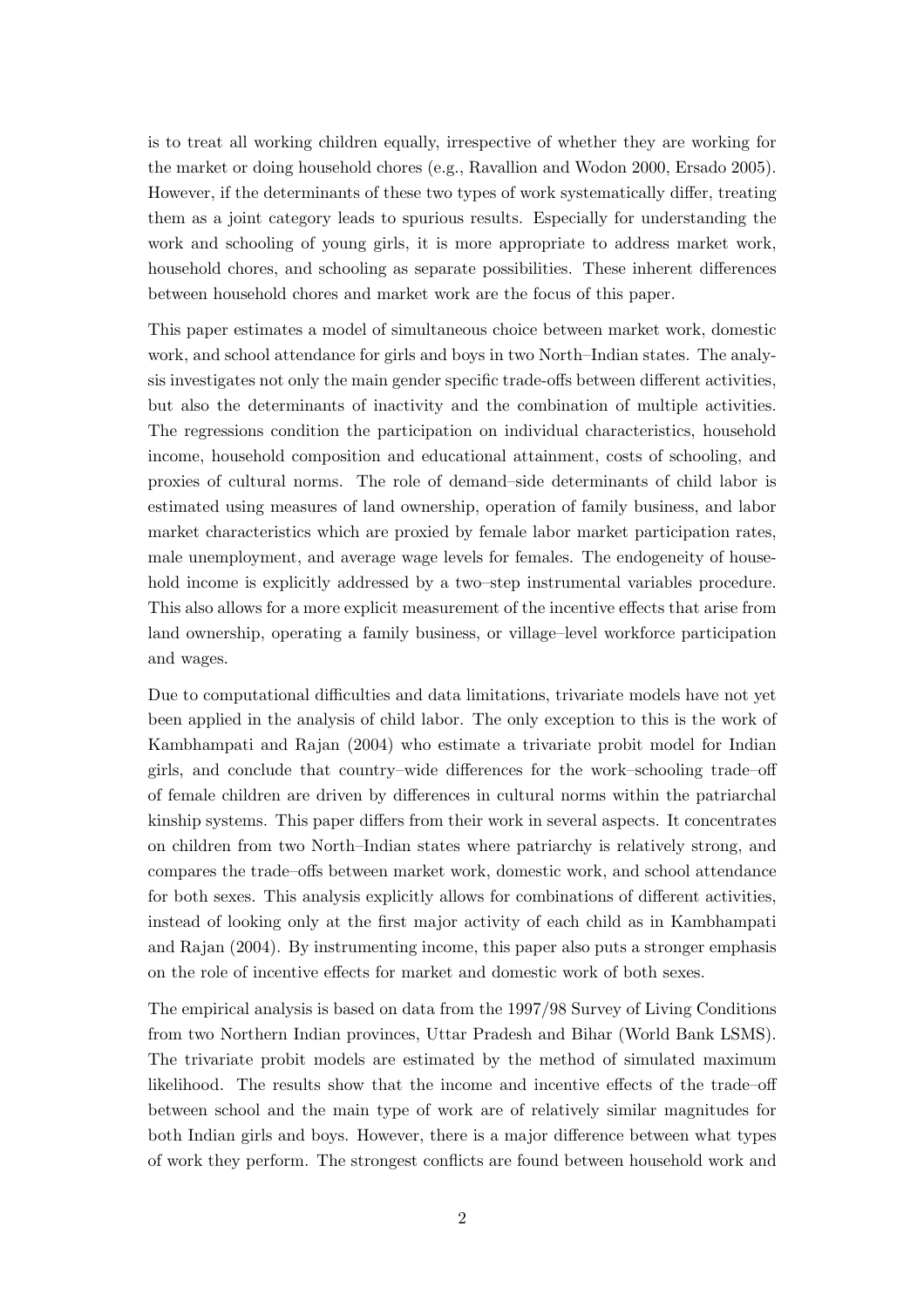is to treat all working children equally, irrespective of whether they are working for the market or doing household chores (e.g., Ravallion and Wodon 2000, Ersado 2005). However, if the determinants of these two types of work systematically differ, treating them as a joint category leads to spurious results. Especially for understanding the work and schooling of young girls, it is more appropriate to address market work, household chores, and schooling as separate possibilities. These inherent differences between household chores and market work are the focus of this paper.

This paper estimates a model of simultaneous choice between market work, domestic work, and school attendance for girls and boys in two North–Indian states. The analysis investigates not only the main gender specific trade-offs between different activities, but also the determinants of inactivity and the combination of multiple activities. The regressions condition the participation on individual characteristics, household income, household composition and educational attainment, costs of schooling, and proxies of cultural norms. The role of demand–side determinants of child labor is estimated using measures of land ownership, operation of family business, and labor market characteristics which are proxied by female labor market participation rates, male unemployment, and average wage levels for females. The endogeneity of household income is explicitly addressed by a two–step instrumental variables procedure. This also allows for a more explicit measurement of the incentive effects that arise from land ownership, operating a family business, or village–level workforce participation and wages.

Due to computational difficulties and data limitations, trivariate models have not yet been applied in the analysis of child labor. The only exception to this is the work of Kambhampati and Rajan (2004) who estimate a trivariate probit model for Indian girls, and conclude that country–wide differences for the work–schooling trade–off of female children are driven by differences in cultural norms within the patriarchal kinship systems. This paper differs from their work in several aspects. It concentrates on children from two North–Indian states where patriarchy is relatively strong, and compares the trade–offs between market work, domestic work, and school attendance for both sexes. This analysis explicitly allows for combinations of different activities, instead of looking only at the first major activity of each child as in Kambhampati and Rajan (2004). By instrumenting income, this paper also puts a stronger emphasis on the role of incentive effects for market and domestic work of both sexes.

The empirical analysis is based on data from the 1997/98 Survey of Living Conditions from two Northern Indian provinces, Uttar Pradesh and Bihar (World Bank LSMS). The trivariate probit models are estimated by the method of simulated maximum likelihood. The results show that the income and incentive effects of the trade–off between school and the main type of work are of relatively similar magnitudes for both Indian girls and boys. However, there is a major difference between what types of work they perform. The strongest conflicts are found between household work and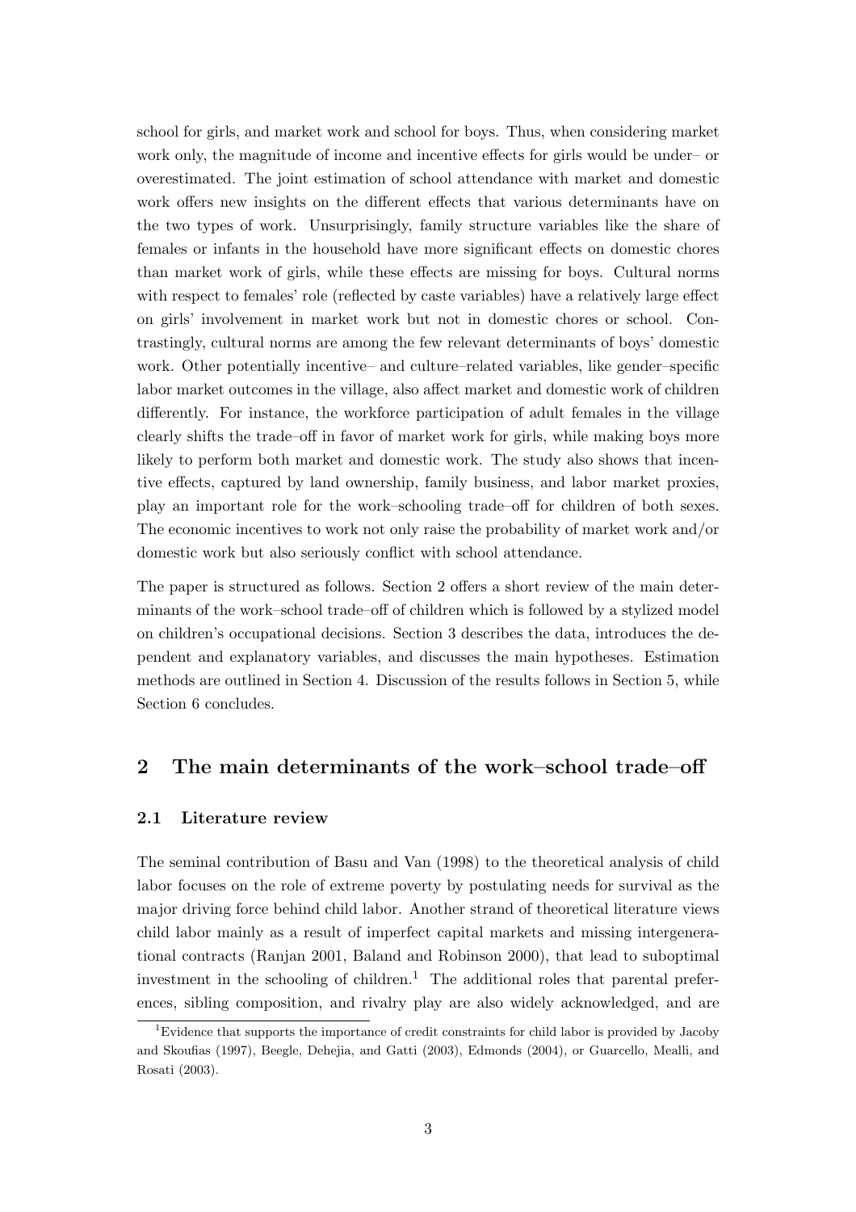school for girls, and market work and school for boys. Thus, when considering market work only, the magnitude of income and incentive effects for girls would be under– or overestimated. The joint estimation of school attendance with market and domestic work offers new insights on the different effects that various determinants have on the two types of work. Unsurprisingly, family structure variables like the share of females or infants in the household have more significant effects on domestic chores than market work of girls, while these effects are missing for boys. Cultural norms with respect to females' role (reflected by caste variables) have a relatively large effect on girls' involvement in market work but not in domestic chores or school. Contrastingly, cultural norms are among the few relevant determinants of boys' domestic work. Other potentially incentive– and culture–related variables, like gender–specific labor market outcomes in the village, also affect market and domestic work of children differently. For instance, the workforce participation of adult females in the village clearly shifts the trade–off in favor of market work for girls, while making boys more likely to perform both market and domestic work. The study also shows that incentive effects, captured by land ownership, family business, and labor market proxies, play an important role for the work–schooling trade–off for children of both sexes. The economic incentives to work not only raise the probability of market work and/or domestic work but also seriously conflict with school attendance.

The paper is structured as follows. Section 2 offers a short review of the main determinants of the work–school trade–off of children which is followed by a stylized model on children's occupational decisions. Section 3 describes the data, introduces the dependent and explanatory variables, and discusses the main hypotheses. Estimation methods are outlined in Section 4. Discussion of the results follows in Section 5, while Section 6 concludes.

## 2 The main determinants of the work–school trade–off

### 2.1 Literature review

The seminal contribution of Basu and Van (1998) to the theoretical analysis of child labor focuses on the role of extreme poverty by postulating needs for survival as the major driving force behind child labor. Another strand of theoretical literature views child labor mainly as a result of imperfect capital markets and missing intergenerational contracts (Ranjan 2001, Baland and Robinson 2000), that lead to suboptimal investment in the schooling of children.[1] The additional roles that parental preferences, sibling composition, and rivalry play are also widely acknowledged, and are

[1] Evidence that supports the importance of credit constraints for child labor is provided by Jacoby and Skoufias (1997), Beegle, Dehejia, and Gatti (2003), Edmonds (2004), or Guarcello, Mealli, and Rosati (2003).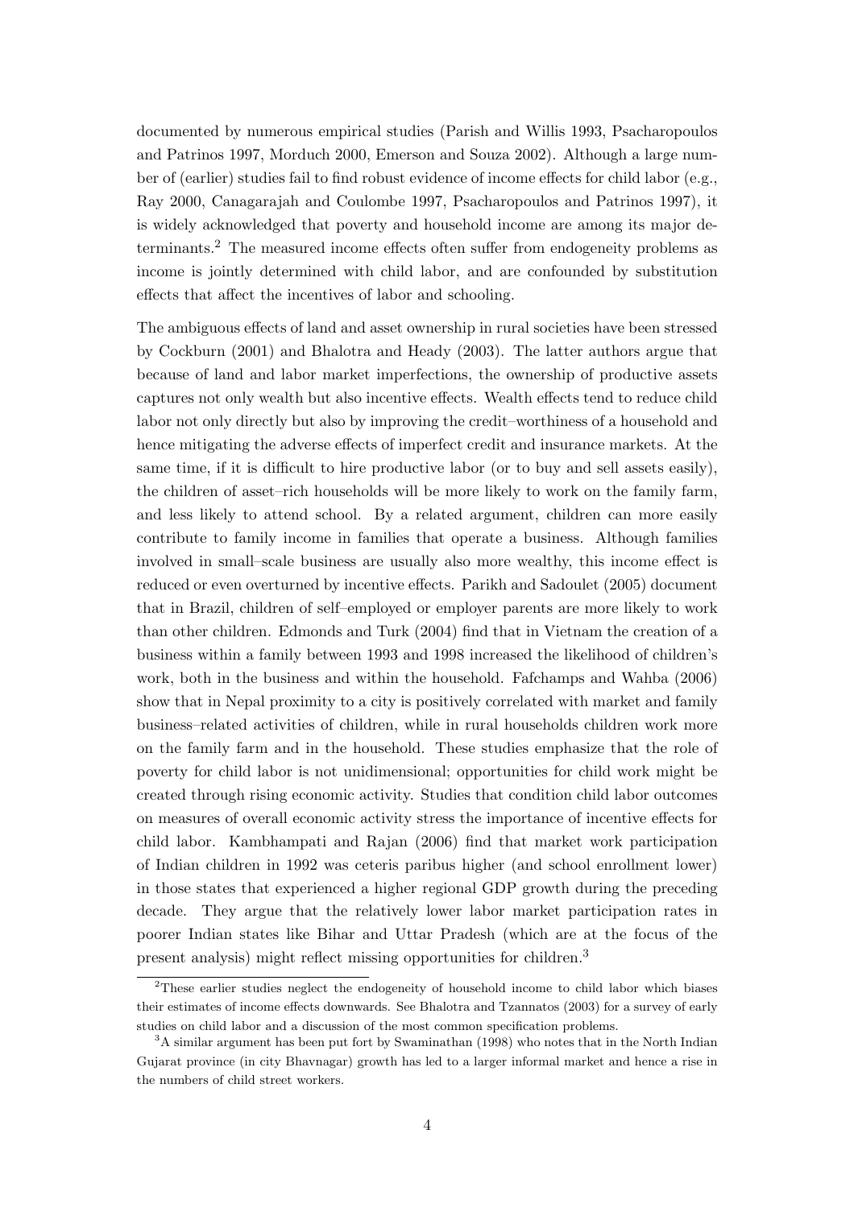documented by numerous empirical studies (Parish and Willis 1993, Psacharopoulos and Patrinos 1997, Morduch 2000, Emerson and Souza 2002). Although a large number of (earlier) studies fail to find robust evidence of income effects for child labor (e.g., Ray 2000, Canagarajah and Coulombe 1997, Psacharopoulos and Patrinos 1997), it is widely acknowledged that poverty and household income are among its major determinants.[2] The measured income effects often suffer from endogeneity problems as income is jointly determined with child labor, and are confounded by substitution effects that affect the incentives of labor and schooling.

The ambiguous effects of land and asset ownership in rural societies have been stressed by Cockburn (2001) and Bhalotra and Heady (2003). The latter authors argue that because of land and labor market imperfections, the ownership of productive assets captures not only wealth but also incentive effects. Wealth effects tend to reduce child labor not only directly but also by improving the credit–worthiness of a household and hence mitigating the adverse effects of imperfect credit and insurance markets. At the same time, if it is difficult to hire productive labor (or to buy and sell assets easily), the children of asset–rich households will be more likely to work on the family farm, and less likely to attend school. By a related argument, children can more easily contribute to family income in families that operate a business. Although families involved in small–scale business are usually also more wealthy, this income effect is reduced or even overturned by incentive effects. Parikh and Sadoulet (2005) document that in Brazil, children of self–employed or employer parents are more likely to work than other children. Edmonds and Turk (2004) find that in Vietnam the creation of a business within a family between 1993 and 1998 increased the likelihood of children's work, both in the business and within the household. Fafchamps and Wahba (2006) show that in Nepal proximity to a city is positively correlated with market and family business–related activities of children, while in rural households children work more on the family farm and in the household. These studies emphasize that the role of poverty for child labor is not unidimensional; opportunities for child work might be created through rising economic activity. Studies that condition child labor outcomes on measures of overall economic activity stress the importance of incentive effects for child labor. Kambhampati and Rajan (2006) find that market work participation of Indian children in 1992 was ceteris paribus higher (and school enrollment lower) in those states that experienced a higher regional GDP growth during the preceding decade. They argue that the relatively lower labor market participation rates in poorer Indian states like Bihar and Uttar Pradesh (which are at the focus of the present analysis) might reflect missing opportunities for children.[3]

[2] These earlier studies neglect the endogeneity of household income to child labor which biases their estimates of income effects downwards. See Bhalotra and Tzannatos (2003) for a survey of early studies on child labor and a discussion of the most common specification problems.

[3] A similar argument has been put fort by Swaminathan (1998) who notes that in the North Indian Gujarat province (in city Bhavnagar) growth has led to a larger informal market and hence a rise in the numbers of child street workers.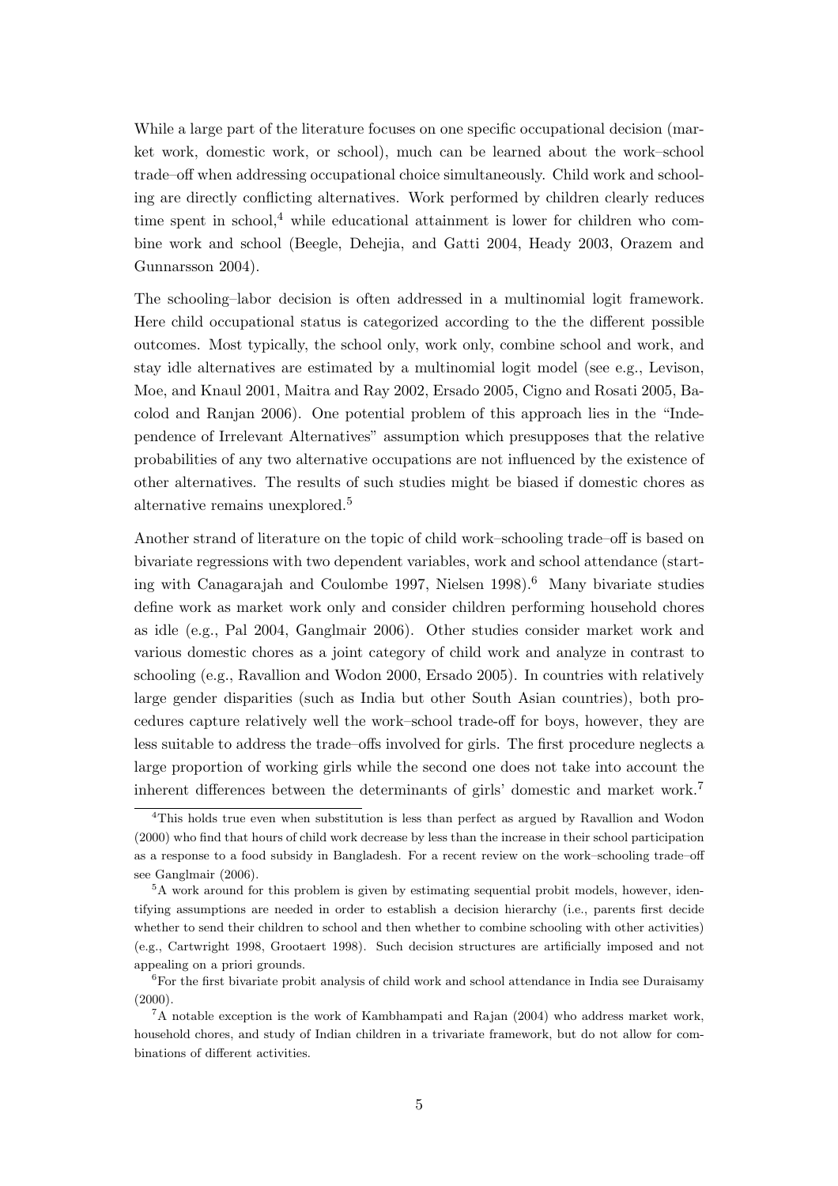While a large part of the literature focuses on one specific occupational decision (market work, domestic work, or school), much can be learned about the work–school trade–off when addressing occupational choice simultaneously. Child work and schooling are directly conflicting alternatives. Work performed by children clearly reduces time spent in school,[4] while educational attainment is lower for children who combine work and school (Beegle, Dehejia, and Gatti 2004, Heady 2003, Orazem and Gunnarsson 2004).

The schooling–labor decision is often addressed in a multinomial logit framework. Here child occupational status is categorized according to the the different possible outcomes. Most typically, the school only, work only, combine school and work, and stay idle alternatives are estimated by a multinomial logit model (see e.g., Levison, Moe, and Knaul 2001, Maitra and Ray 2002, Ersado 2005, Cigno and Rosati 2005, Bacolod and Ranjan 2006). One potential problem of this approach lies in the "Independence of Irrelevant Alternatives" assumption which presupposes that the relative probabilities of any two alternative occupations are not influenced by the existence of other alternatives. The results of such studies might be biased if domestic chores as alternative remains unexplored.[5]

Another strand of literature on the topic of child work–schooling trade–off is based on bivariate regressions with two dependent variables, work and school attendance (starting with Canagarajah and Coulombe 1997, Nielsen 1998).[6] Many bivariate studies define work as market work only and consider children performing household chores as idle (e.g., Pal 2004, Ganglmair 2006). Other studies consider market work and various domestic chores as a joint category of child work and analyze in contrast to schooling (e.g., Ravallion and Wodon 2000, Ersado 2005). In countries with relatively large gender disparities (such as India but other South Asian countries), both procedures capture relatively well the work–school trade-off for boys, however, they are less suitable to address the trade–offs involved for girls. The first procedure neglects a large proportion of working girls while the second one does not take into account the inherent differences between the determinants of girls' domestic and market work.[7]

---

[4] This holds true even when substitution is less than perfect as argued by Ravallion and Wodon (2000) who find that hours of child work decrease by less than the increase in their school participation as a response to a food subsidy in Bangladesh. For a recent review on the work–schooling trade–off see Ganglmair (2006).

[5] A work around for this problem is given by estimating sequential probit models, however, identifying assumptions are needed in order to establish a decision hierarchy (i.e., parents first decide whether to send their children to school and then whether to combine schooling with other activities) (e.g., Cartwright 1998, Grootaert 1998). Such decision structures are artificially imposed and not appealing on a priori grounds.

[6] For the first bivariate probit analysis of child work and school attendance in India see Duraisamy (2000).

[7] A notable exception is the work of Kambhampati and Rajan (2004) who address market work, household chores, and study of Indian children in a trivariate framework, but do not allow for combinations of different activities.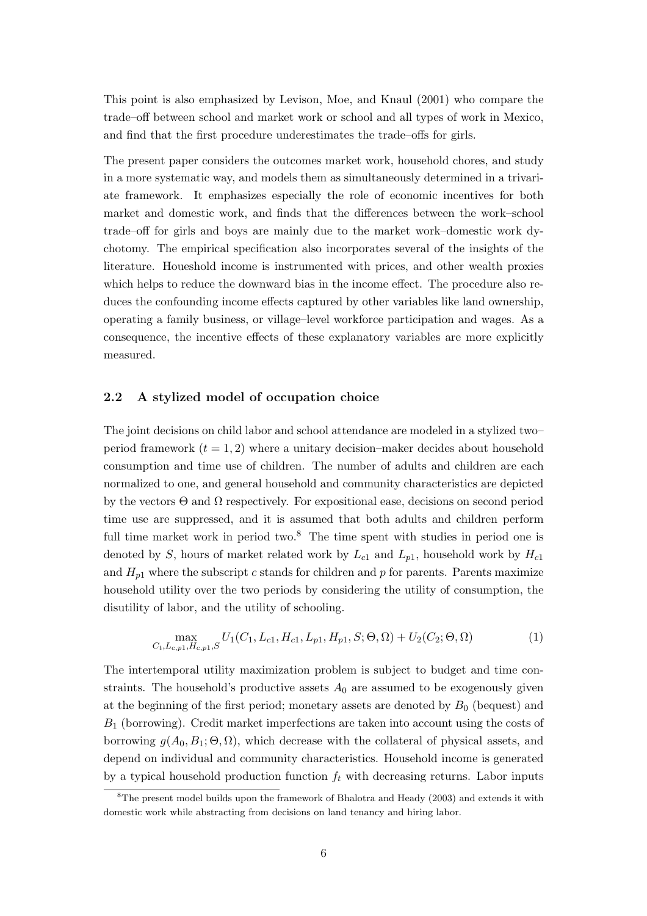This point is also emphasized by Levison, Moe, and Knaul (2001) who compare the trade–off between school and market work or school and all types of work in Mexico, and find that the first procedure underestimates the trade–offs for girls.

The present paper considers the outcomes market work, household chores, and study in a more systematic way, and models them as simultaneously determined in a trivariate framework. It emphasizes especially the role of economic incentives for both market and domestic work, and finds that the differences between the work–school trade–off for girls and boys are mainly due to the market work–domestic work dychotomy. The empirical specification also incorporates several of the insights of the literature. Houeshold income is instrumented with prices, and other wealth proxies which helps to reduce the downward bias in the income effect. The procedure also reduces the confounding income effects captured by other variables like land ownership, operating a family business, or village–level workforce participation and wages. As a consequence, the incentive effects of these explanatory variables are more explicitly measured.

### 2.2 A stylized model of occupation choice

The joint decisions on child labor and school attendance are modeled in a stylized two–period framework ($t = 1, 2$) where a unitary decision–maker decides about household consumption and time use of children. The number of adults and children are each normalized to one, and general household and community characteristics are depicted by the vectors $\Theta$ and $\Omega$ respectively. For expositional ease, decisions on second period time use are suppressed, and it is assumed that both adults and children perform full time market work in period two.[8] The time spent with studies in period one is denoted by $S$, hours of market related work by $L_{c1}$ and $L_{p1}$, household work by $H_{c1}$ and $H_{p1}$ where the subscript $c$ stands for children and $p$ for parents. Parents maximize household utility over the two periods by considering the utility of consumption, the disutility of labor, and the utility of schooling.

$$\max_{C_t, L_{c,p1}, H_{c,p1}, S} U_1(C_1, L_{c1}, H_{c1}, L_{p1}, H_{p1}, S; \Theta, \Omega) + U_2(C_2; \Theta, \Omega) \tag{1}$$

The intertemporal utility maximization problem is subject to budget and time constraints. The household's productive assets $A_0$ are assumed to be exogenously given at the beginning of the first period; monetary assets are denoted by $B_0$ (bequest) and $B_1$ (borrowing). Credit market imperfections are taken into account using the costs of borrowing $g(A_0, B_1; \Theta, \Omega)$, which decrease with the collateral of physical assets, and depend on individual and community characteristics. Household income is generated by a typical household production function $f_t$ with decreasing returns. Labor inputs

[8] The present model builds upon the framework of Bhalotra and Heady (2003) and extends it with domestic work while abstracting from decisions on land tenancy and hiring labor.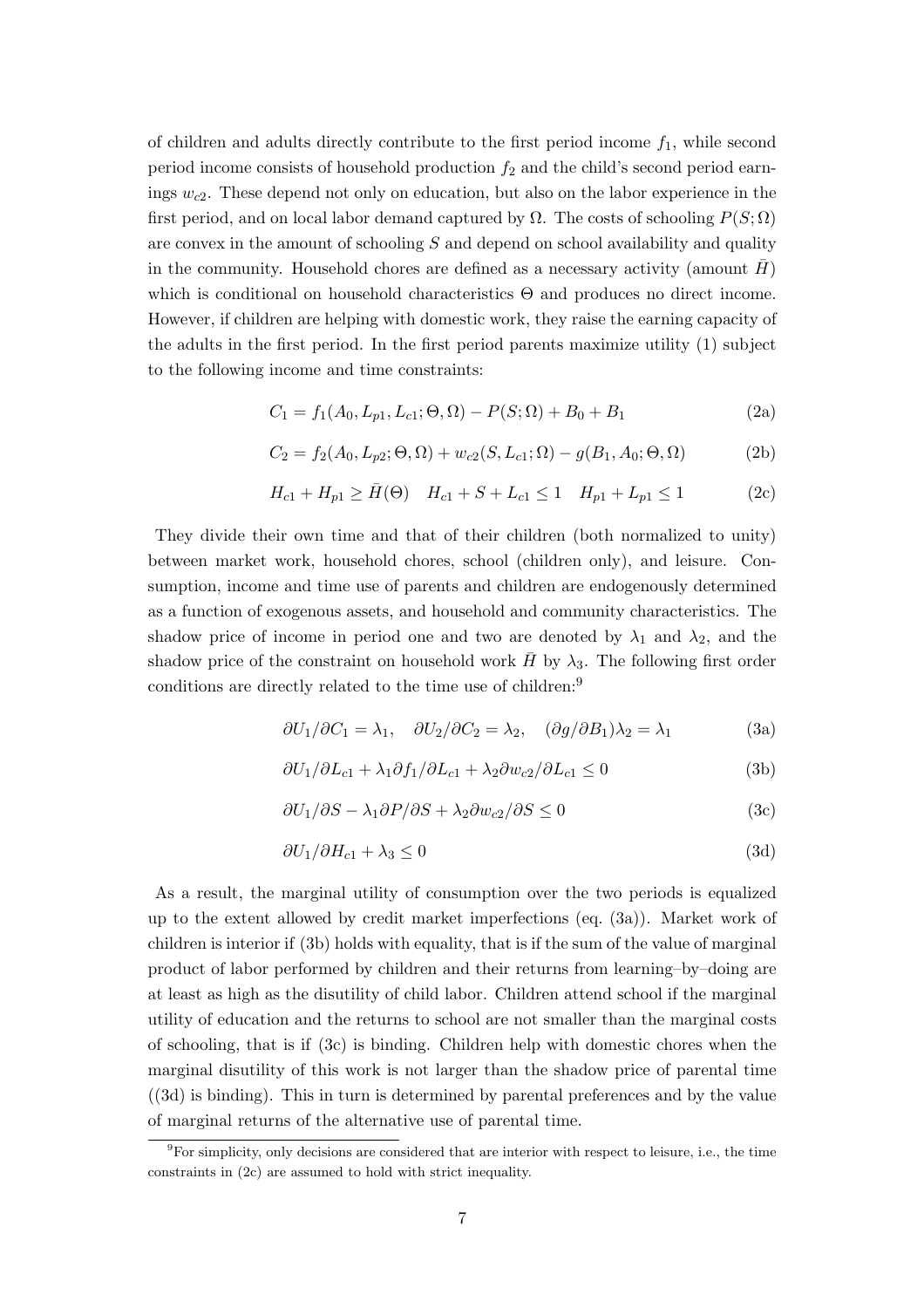of children and adults directly contribute to the first period income $f_1$, while second period income consists of household production $f_2$ and the child's second period earnings $w_{c2}$. These depend not only on education, but also on the labor experience in the first period, and on local labor demand captured by $\Omega$. The costs of schooling $P(S;\Omega)$ are convex in the amount of schooling $S$ and depend on school availability and quality in the community. Household chores are defined as a necessary activity (amount $\bar{H}$) which is conditional on household characteristics $\Theta$ and produces no direct income. However, if children are helping with domestic work, they raise the earning capacity of the adults in the first period. In the first period parents maximize utility (1) subject to the following income and time constraints:

$$C_1 = f_1(A_0, L_{p1}, L_{c1}; \Theta, \Omega) - P(S; \Omega) + B_0 + B_1 \tag{2a}$$

$$C_2 = f_2(A_0, L_{p2}; \Theta, \Omega) + w_{c2}(S, L_{c1}; \Omega) - g(B_1, A_0; \Theta, \Omega) \tag{2b}$$

$$H_{c1} + H_{p1} \geq \bar{H}(\Theta) \quad H_{c1} + S + L_{c1} \leq 1 \quad H_{p1} + L_{p1} \leq 1 \tag{2c}$$

They divide their own time and that of their children (both normalized to unity) between market work, household chores, school (children only), and leisure. Consumption, income and time use of parents and children are endogenously determined as a function of exogenous assets, and household and community characteristics. The shadow price of income in period one and two are denoted by $\lambda_1$ and $\lambda_2$, and the shadow price of the constraint on household work $\bar{H}$ by $\lambda_3$. The following first order conditions are directly related to the time use of children:[9]

$$\partial U_1/\partial C_1 = \lambda_1, \quad \partial U_2/\partial C_2 = \lambda_2, \quad (\partial g/\partial B_1)\lambda_2 = \lambda_1 \tag{3a}$$

$$\partial U_1/\partial L_{c1} + \lambda_1 \partial f_1/\partial L_{c1} + \lambda_2 \partial w_{c2}/\partial L_{c1} \leq 0 \tag{3b}$$

$$\partial U_1/\partial S - \lambda_1 \partial P/\partial S + \lambda_2 \partial w_{c2}/\partial S \leq 0 \tag{3c}$$

$$\partial U_1/\partial H_{c1} + \lambda_3 \leq 0 \tag{3d}$$

As a result, the marginal utility of consumption over the two periods is equalized up to the extent allowed by credit market imperfections (eq. (3a)). Market work of children is interior if (3b) holds with equality, that is if the sum of the value of marginal product of labor performed by children and their returns from learning–by–doing are at least as high as the disutility of child labor. Children attend school if the marginal utility of education and the returns to school are not smaller than the marginal costs of schooling, that is if (3c) is binding. Children help with domestic chores when the marginal disutility of this work is not larger than the shadow price of parental time ((3d) is binding). This in turn is determined by parental preferences and by the value of marginal returns of the alternative use of parental time.

[9] For simplicity, only decisions are considered that are interior with respect to leisure, i.e., the time constraints in (2c) are assumed to hold with strict inequality.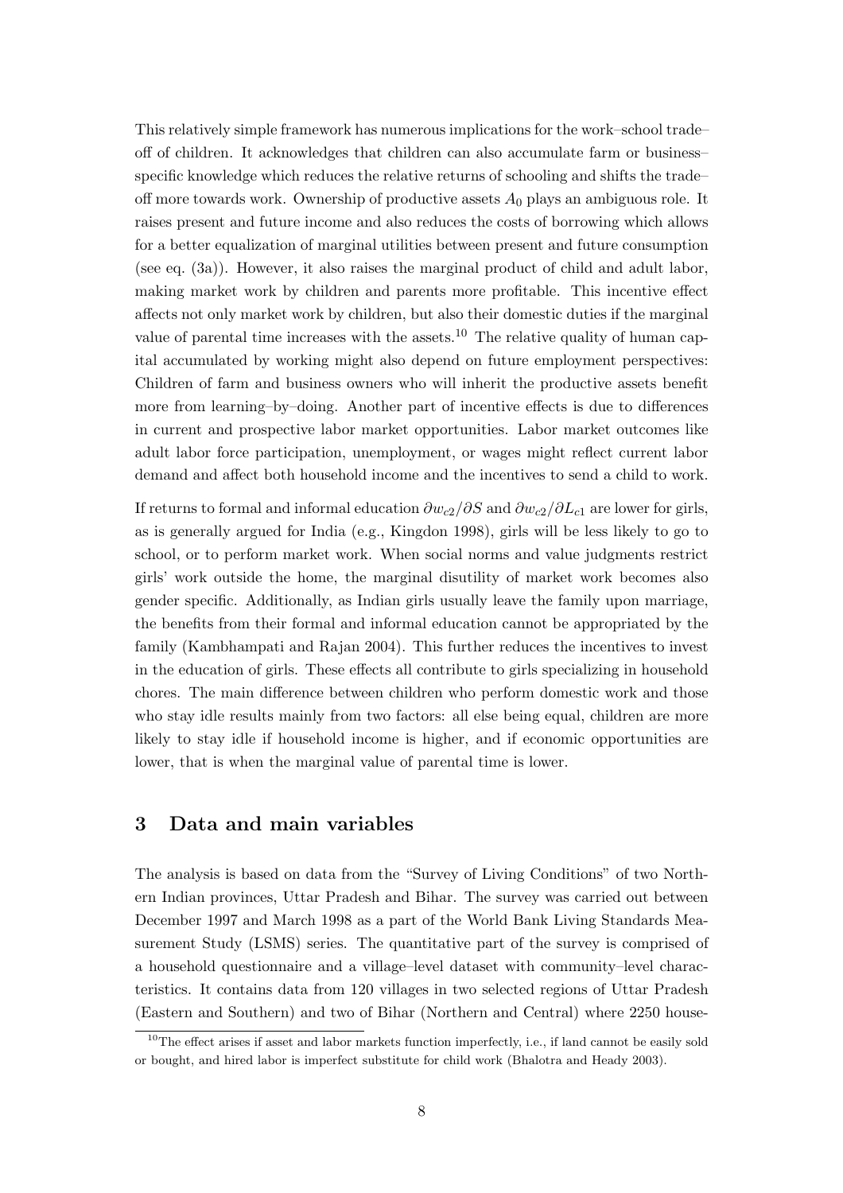This relatively simple framework has numerous implications for the work–school trade–off of children. It acknowledges that children can also accumulate farm or business–specific knowledge which reduces the relative returns of schooling and shifts the trade–off more towards work. Ownership of productive assets $A_0$ plays an ambiguous role. It raises present and future income and also reduces the costs of borrowing which allows for a better equalization of marginal utilities between present and future consumption (see eq. (3a)). However, it also raises the marginal product of child and adult labor, making market work by children and parents more profitable. This incentive effect affects not only market work by children, but also their domestic duties if the marginal value of parental time increases with the assets.[10] The relative quality of human capital accumulated by working might also depend on future employment perspectives: Children of farm and business owners who will inherit the productive assets benefit more from learning–by–doing. Another part of incentive effects is due to differences in current and prospective labor market opportunities. Labor market outcomes like adult labor force participation, unemployment, or wages might reflect current labor demand and affect both household income and the incentives to send a child to work.

If returns to formal and informal education $\partial w_{c2}/\partial S$ and $\partial w_{c2}/\partial L_{c1}$ are lower for girls, as is generally argued for India (e.g., Kingdon 1998), girls will be less likely to go to school, or to perform market work. When social norms and value judgments restrict girls' work outside the home, the marginal disutility of market work becomes also gender specific. Additionally, as Indian girls usually leave the family upon marriage, the benefits from their formal and informal education cannot be appropriated by the family (Kambhampati and Rajan 2004). This further reduces the incentives to invest in the education of girls. These effects all contribute to girls specializing in household chores. The main difference between children who perform domestic work and those who stay idle results mainly from two factors: all else being equal, children are more likely to stay idle if household income is higher, and if economic opportunities are lower, that is when the marginal value of parental time is lower.

## 3 Data and main variables

The analysis is based on data from the "Survey of Living Conditions" of two Northern Indian provinces, Uttar Pradesh and Bihar. The survey was carried out between December 1997 and March 1998 as a part of the World Bank Living Standards Measurement Study (LSMS) series. The quantitative part of the survey is comprised of a household questionnaire and a village–level dataset with community–level characteristics. It contains data from 120 villages in two selected regions of Uttar Pradesh (Eastern and Southern) and two of Bihar (Northern and Central) where 2250 house-

[10] The effect arises if asset and labor markets function imperfectly, i.e., if land cannot be easily sold or bought, and hired labor is imperfect substitute for child work (Bhalotra and Heady 2003).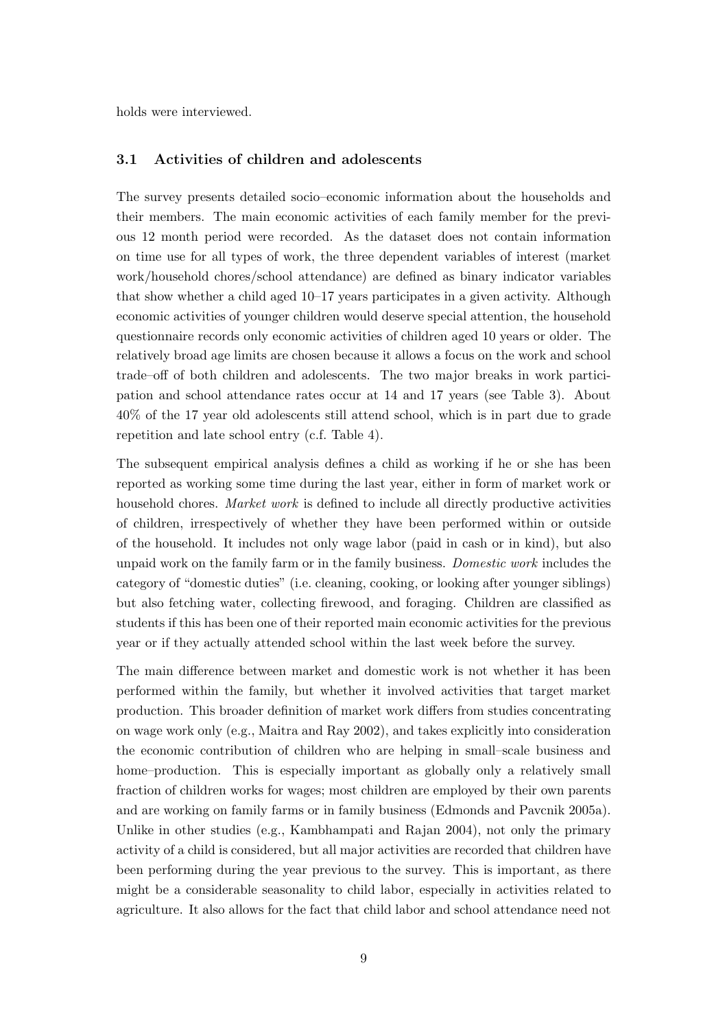holds were interviewed.

### 3.1 Activities of children and adolescents

The survey presents detailed socio–economic information about the households and their members. The main economic activities of each family member for the previous 12 month period were recorded. As the dataset does not contain information on time use for all types of work, the three dependent variables of interest (market work/household chores/school attendance) are defined as binary indicator variables that show whether a child aged 10–17 years participates in a given activity. Although economic activities of younger children would deserve special attention, the household questionnaire records only economic activities of children aged 10 years or older. The relatively broad age limits are chosen because it allows a focus on the work and school trade–off of both children and adolescents. The two major breaks in work participation and school attendance rates occur at 14 and 17 years (see Table 3). About 40% of the 17 year old adolescents still attend school, which is in part due to grade repetition and late school entry (c.f. Table 4).

The subsequent empirical analysis defines a child as working if he or she has been reported as working some time during the last year, either in form of market work or household chores. *Market work* is defined to include all directly productive activities of children, irrespectively of whether they have been performed within or outside of the household. It includes not only wage labor (paid in cash or in kind), but also unpaid work on the family farm or in the family business. *Domestic work* includes the category of "domestic duties" (i.e. cleaning, cooking, or looking after younger siblings) but also fetching water, collecting firewood, and foraging. Children are classified as students if this has been one of their reported main economic activities for the previous year or if they actually attended school within the last week before the survey.

The main difference between market and domestic work is not whether it has been performed within the family, but whether it involved activities that target market production. This broader definition of market work differs from studies concentrating on wage work only (e.g., Maitra and Ray 2002), and takes explicitly into consideration the economic contribution of children who are helping in small–scale business and home–production. This is especially important as globally only a relatively small fraction of children works for wages; most children are employed by their own parents and are working on family farms or in family business (Edmonds and Pavcnik 2005a). Unlike in other studies (e.g., Kambhampati and Rajan 2004), not only the primary activity of a child is considered, but all major activities are recorded that children have been performing during the year previous to the survey. This is important, as there might be a considerable seasonality to child labor, especially in activities related to agriculture. It also allows for the fact that child labor and school attendance need not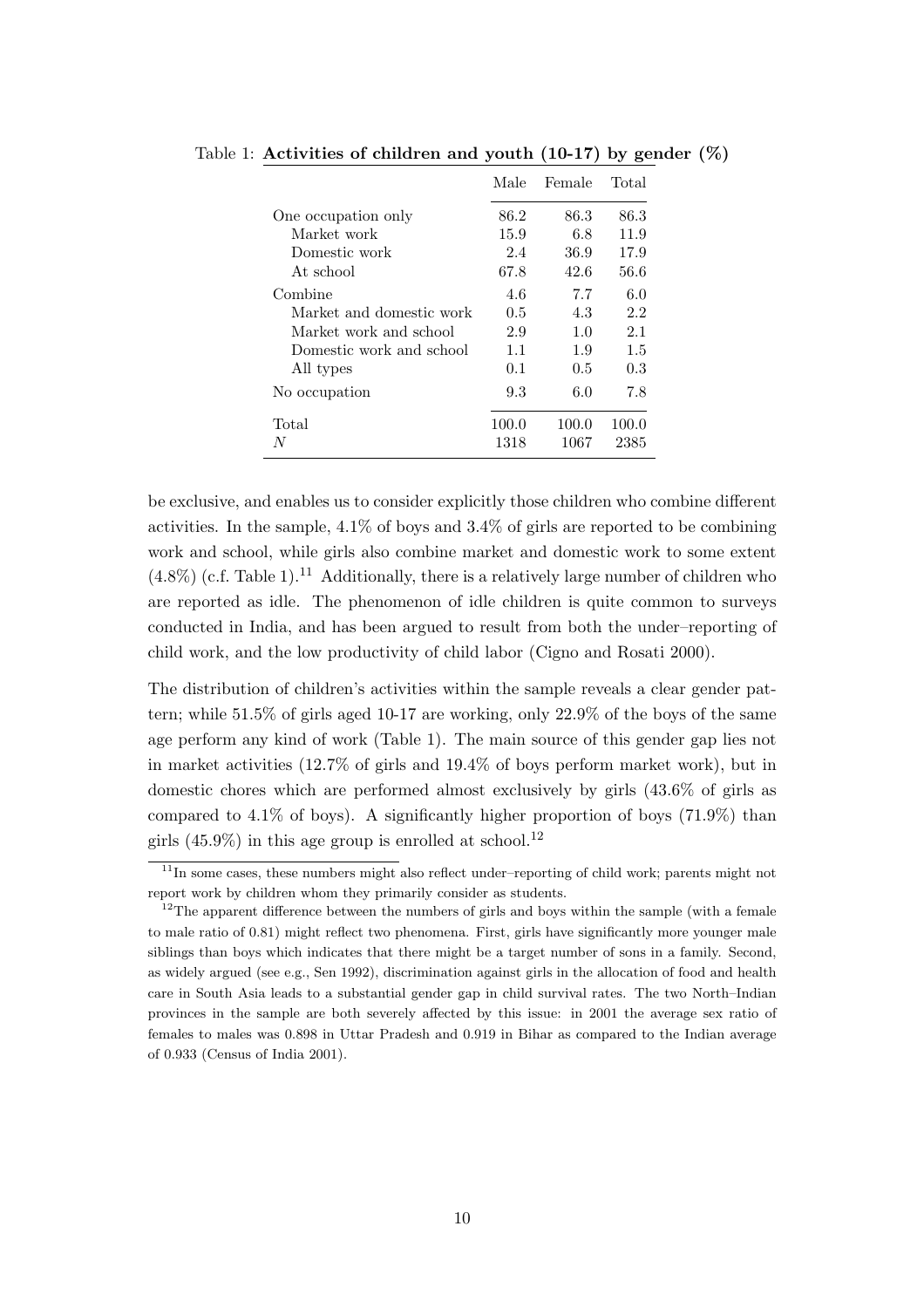Table 1: **Activities of children and youth (10-17) by gender (%)**

| | Male | Female | Total |
|---|---|---|---|
| One occupation only | 86.2 | 86.3 | 86.3 |
| Market work | 15.9 | 6.8 | 11.9 |
| Domestic work | 2.4 | 36.9 | 17.9 |
| At school | 67.8 | 42.6 | 56.6 |
| Combine | 4.6 | 7.7 | 6.0 |
| Market and domestic work | 0.5 | 4.3 | 2.2 |
| Market work and school | 2.9 | 1.0 | 2.1 |
| Domestic work and school | 1.1 | 1.9 | 1.5 |
| All types | 0.1 | 0.5 | 0.3 |
| No occupation | 9.3 | 6.0 | 7.8 |
| Total | 100.0 | 100.0 | 100.0 |
| $N$ | 1318 | 1067 | 2385 |

be exclusive, and enables us to consider explicitly those children who combine different activities. In the sample, 4.1% of boys and 3.4% of girls are reported to be combining work and school, while girls also combine market and domestic work to some extent (4.8%) (c.f. Table 1).[11] Additionally, there is a relatively large number of children who are reported as idle. The phenomenon of idle children is quite common to surveys conducted in India, and has been argued to result from both the under–reporting of child work, and the low productivity of child labor (Cigno and Rosati 2000).

The distribution of children's activities within the sample reveals a clear gender pattern; while 51.5% of girls aged 10-17 are working, only 22.9% of the boys of the same age perform any kind of work (Table 1). The main source of this gender gap lies not in market activities (12.7% of girls and 19.4% of boys perform market work), but in domestic chores which are performed almost exclusively by girls (43.6% of girls as compared to 4.1% of boys). A significantly higher proportion of boys (71.9%) than girls (45.9%) in this age group is enrolled at school.[12]

[11] In some cases, these numbers might also reflect under–reporting of child work; parents might not report work by children whom they primarily consider as students.

[12] The apparent difference between the numbers of girls and boys within the sample (with a female to male ratio of 0.81) might reflect two phenomena. First, girls have significantly more younger male siblings than boys which indicates that there might be a target number of sons in a family. Second, as widely argued (see e.g., Sen 1992), discrimination against girls in the allocation of food and health care in South Asia leads to a substantial gender gap in child survival rates. The two North–Indian provinces in the sample are both severely affected by this issue: in 2001 the average sex ratio of females to males was 0.898 in Uttar Pradesh and 0.919 in Bihar as compared to the Indian average of 0.933 (Census of India 2001).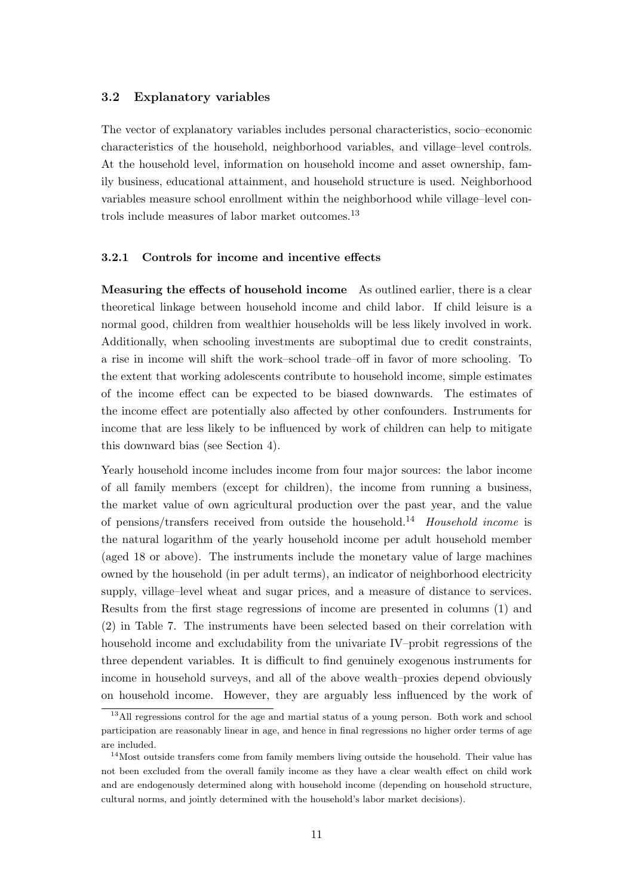### 3.2 Explanatory variables

The vector of explanatory variables includes personal characteristics, socio–economic characteristics of the household, neighborhood variables, and village–level controls. At the household level, information on household income and asset ownership, family business, educational attainment, and household structure is used. Neighborhood variables measure school enrollment within the neighborhood while village–level controls include measures of labor market outcomes.[13]

#### 3.2.1 Controls for income and incentive effects

**Measuring the effects of household income** As outlined earlier, there is a clear theoretical linkage between household income and child labor. If child leisure is a normal good, children from wealthier households will be less likely involved in work. Additionally, when schooling investments are suboptimal due to credit constraints, a rise in income will shift the work–school trade–off in favor of more schooling. To the extent that working adolescents contribute to household income, simple estimates of the income effect can be expected to be biased downwards. The estimates of the income effect are potentially also affected by other confounders. Instruments for income that are less likely to be influenced by work of children can help to mitigate this downward bias (see Section 4).

Yearly household income includes income from four major sources: the labor income of all family members (except for children), the income from running a business, the market value of own agricultural production over the past year, and the value of pensions/transfers received from outside the household.[14] *Household income* is the natural logarithm of the yearly household income per adult household member (aged 18 or above). The instruments include the monetary value of large machines owned by the household (in per adult terms), an indicator of neighborhood electricity supply, village–level wheat and sugar prices, and a measure of distance to services. Results from the first stage regressions of income are presented in columns (1) and (2) in Table 7. The instruments have been selected based on their correlation with household income and excludability from the univariate IV–probit regressions of the three dependent variables. It is difficult to find genuinely exogenous instruments for income in household surveys, and all of the above wealth–proxies depend obviously on household income. However, they are arguably less influenced by the work of

---

[13] All regressions control for the age and martial status of a young person. Both work and school participation are reasonably linear in age, and hence in final regressions no higher order terms of age are included.

[14] Most outside transfers come from family members living outside the household. Their value has not been excluded from the overall family income as they have a clear wealth effect on child work and are endogenously determined along with household income (depending on household structure, cultural norms, and jointly determined with the household's labor market decisions).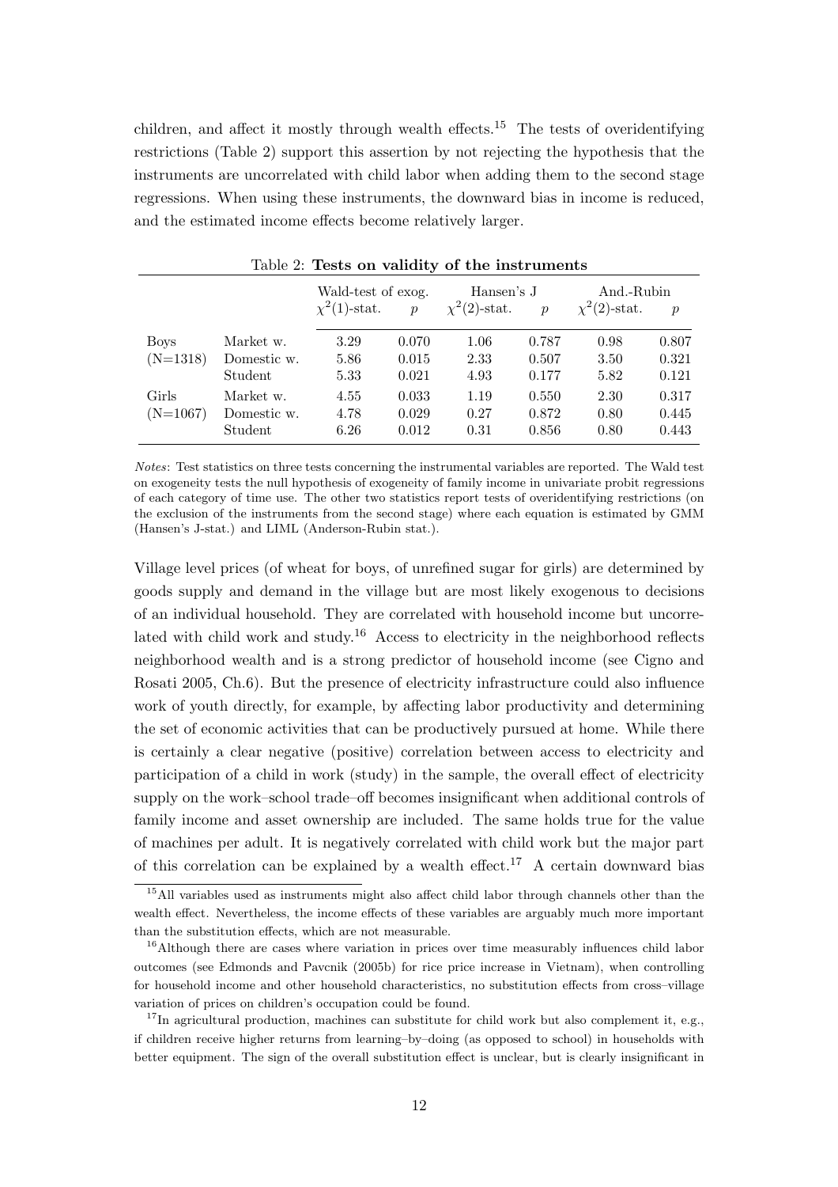children, and affect it mostly through wealth effects.[15] The tests of overidentifying restrictions (Table 2) support this assertion by not rejecting the hypothesis that the instruments are uncorrelated with child labor when adding them to the second stage regressions. When using these instruments, the downward bias in income is reduced, and the estimated income effects become relatively larger.

Table 2: **Tests on validity of the instruments**

| | | Wald-test of exog. | | Hansen's J | | And.-Rubin | |
|---|---|---|---|---|---|---|---|
| | | $\chi^2(1)$-stat. | $p$ | $\chi^2(2)$-stat. | $p$ | $\chi^2(2)$-stat. | $p$ |
| Boys | Market w. | 3.29 | 0.070 | 1.06 | 0.787 | 0.98 | 0.807 |
| (N=1318) | Domestic w. | 5.86 | 0.015 | 2.33 | 0.507 | 3.50 | 0.321 |
| | Student | 5.33 | 0.021 | 4.93 | 0.177 | 5.82 | 0.121 |
| Girls | Market w. | 4.55 | 0.033 | 1.19 | 0.550 | 2.30 | 0.317 |
| (N=1067) | Domestic w. | 4.78 | 0.029 | 0.27 | 0.872 | 0.80 | 0.445 |
| | Student | 6.26 | 0.012 | 0.31 | 0.856 | 0.80 | 0.443 |

*Notes*: Test statistics on three tests concerning the instrumental variables are reported. The Wald test on exogeneity tests the null hypothesis of exogeneity of family income in univariate probit regressions of each category of time use. The other two statistics report tests of overidentifying restrictions (on the exclusion of the instruments from the second stage) where each equation is estimated by GMM (Hansen's J-stat.) and LIML (Anderson-Rubin stat.).

Village level prices (of wheat for boys, of unrefined sugar for girls) are determined by goods supply and demand in the village but are most likely exogenous to decisions of an individual household. They are correlated with household income but uncorrelated with child work and study.[16] Access to electricity in the neighborhood reflects neighborhood wealth and is a strong predictor of household income (see Cigno and Rosati 2005, Ch.6). But the presence of electricity infrastructure could also influence work of youth directly, for example, by affecting labor productivity and determining the set of economic activities that can be productively pursued at home. While there is certainly a clear negative (positive) correlation between access to electricity and participation of a child in work (study) in the sample, the overall effect of electricity supply on the work–school trade–off becomes insignificant when additional controls of family income and asset ownership are included. The same holds true for the value of machines per adult. It is negatively correlated with child work but the major part of this correlation can be explained by a wealth effect.[17] A certain downward bias

[15] All variables used as instruments might also affect child labor through channels other than the wealth effect. Nevertheless, the income effects of these variables are arguably much more important than the substitution effects, which are not measurable.

[16] Although there are cases where variation in prices over time measurably influences child labor outcomes (see Edmonds and Pavcnik (2005b) for rice price increase in Vietnam), when controlling for household income and other household characteristics, no substitution effects from cross–village variation of prices on children's occupation could be found.

[17] In agricultural production, machines can substitute for child work but also complement it, e.g., if children receive higher returns from learning–by–doing (as opposed to school) in households with better equipment. The sign of the overall substitution effect is unclear, but is clearly insignificant in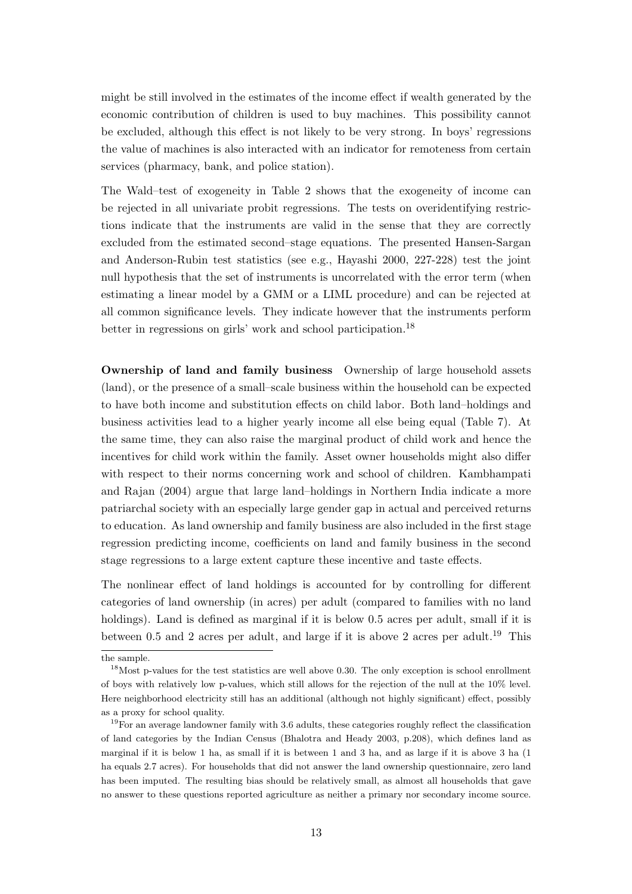might be still involved in the estimates of the income effect if wealth generated by the economic contribution of children is used to buy machines. This possibility cannot be excluded, although this effect is not likely to be very strong. In boys' regressions the value of machines is also interacted with an indicator for remoteness from certain services (pharmacy, bank, and police station).

The Wald–test of exogeneity in Table 2 shows that the exogeneity of income can be rejected in all univariate probit regressions. The tests on overidentifying restrictions indicate that the instruments are valid in the sense that they are correctly excluded from the estimated second–stage equations. The presented Hansen-Sargan and Anderson-Rubin test statistics (see e.g., Hayashi 2000, 227-228) test the joint null hypothesis that the set of instruments is uncorrelated with the error term (when estimating a linear model by a GMM or a LIML procedure) and can be rejected at all common significance levels. They indicate however that the instruments perform better in regressions on girls' work and school participation.[18]

**Ownership of land and family business** Ownership of large household assets (land), or the presence of a small–scale business within the household can be expected to have both income and substitution effects on child labor. Both land–holdings and business activities lead to a higher yearly income all else being equal (Table 7). At the same time, they can also raise the marginal product of child work and hence the incentives for child work within the family. Asset owner households might also differ with respect to their norms concerning work and school of children. Kambhampati and Rajan (2004) argue that large land–holdings in Northern India indicate a more patriarchal society with an especially large gender gap in actual and perceived returns to education. As land ownership and family business are also included in the first stage regression predicting income, coefficients on land and family business in the second stage regressions to a large extent capture these incentive and taste effects.

The nonlinear effect of land holdings is accounted for by controlling for different categories of land ownership (in acres) per adult (compared to families with no land holdings). Land is defined as marginal if it is below 0.5 acres per adult, small if it is between 0.5 and 2 acres per adult, and large if it is above 2 acres per adult.[19] This

---

the sample.

[18] Most p-values for the test statistics are well above 0.30. The only exception is school enrollment of boys with relatively low p-values, which still allows for the rejection of the null at the 10% level. Here neighborhood electricity still has an additional (although not highly significant) effect, possibly as a proxy for school quality.

[19] For an average landowner family with 3.6 adults, these categories roughly reflect the classification of land categories by the Indian Census (Bhalotra and Heady 2003, p.208), which defines land as marginal if it is below 1 ha, as small if it is between 1 and 3 ha, and as large if it is above 3 ha (1 ha equals 2.7 acres). For households that did not answer the land ownership questionnaire, zero land has been imputed. The resulting bias should be relatively small, as almost all households that gave no answer to these questions reported agriculture as neither a primary nor secondary income source.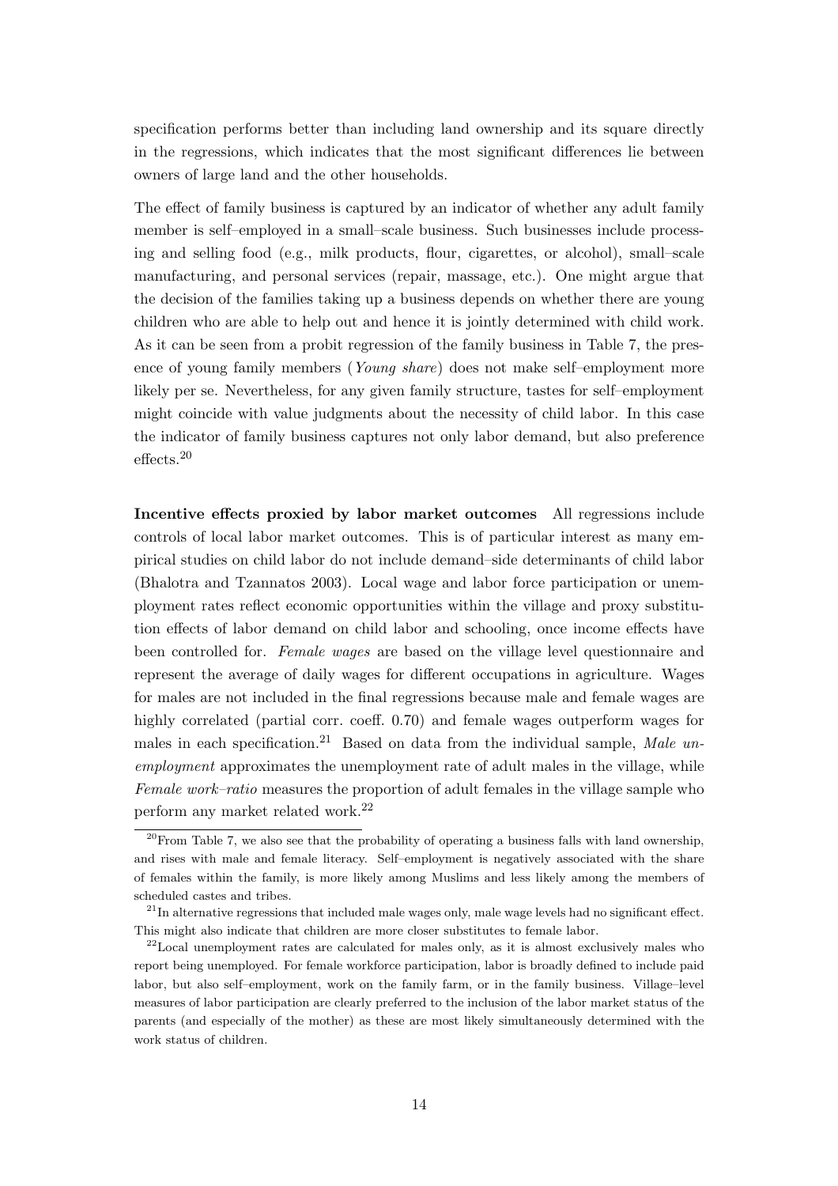specification performs better than including land ownership and its square directly in the regressions, which indicates that the most significant differences lie between owners of large land and the other households.

The effect of family business is captured by an indicator of whether any adult family member is self–employed in a small–scale business. Such businesses include processing and selling food (e.g., milk products, flour, cigarettes, or alcohol), small–scale manufacturing, and personal services (repair, massage, etc.). One might argue that the decision of the families taking up a business depends on whether there are young children who are able to help out and hence it is jointly determined with child work. As it can be seen from a probit regression of the family business in Table 7, the presence of young family members (*Young share*) does not make self–employment more likely per se. Nevertheless, for any given family structure, tastes for self–employment might coincide with value judgments about the necessity of child labor. In this case the indicator of family business captures not only labor demand, but also preference effects.[20]

**Incentive effects proxied by labor market outcomes** All regressions include controls of local labor market outcomes. This is of particular interest as many empirical studies on child labor do not include demand–side determinants of child labor (Bhalotra and Tzannatos 2003). Local wage and labor force participation or unemployment rates reflect economic opportunities within the village and proxy substitution effects of labor demand on child labor and schooling, once income effects have been controlled for. *Female wages* are based on the village level questionnaire and represent the average of daily wages for different occupations in agriculture. Wages for males are not included in the final regressions because male and female wages are highly correlated (partial corr. coeff. 0.70) and female wages outperform wages for males in each specification.[21] Based on data from the individual sample, *Male unemployment* approximates the unemployment rate of adult males in the village, while *Female work–ratio* measures the proportion of adult females in the village sample who perform any market related work.[22]

[20]From Table 7, we also see that the probability of operating a business falls with land ownership, and rises with male and female literacy. Self–employment is negatively associated with the share of females within the family, is more likely among Muslims and less likely among the members of scheduled castes and tribes.

[21]In alternative regressions that included male wages only, male wage levels had no significant effect. This might also indicate that children are more closer substitutes to female labor.

[22]Local unemployment rates are calculated for males only, as it is almost exclusively males who report being unemployed. For female workforce participation, labor is broadly defined to include paid labor, but also self–employment, work on the family farm, or in the family business. Village–level measures of labor participation are clearly preferred to the inclusion of the labor market status of the parents (and especially of the mother) as these are most likely simultaneously determined with the work status of children.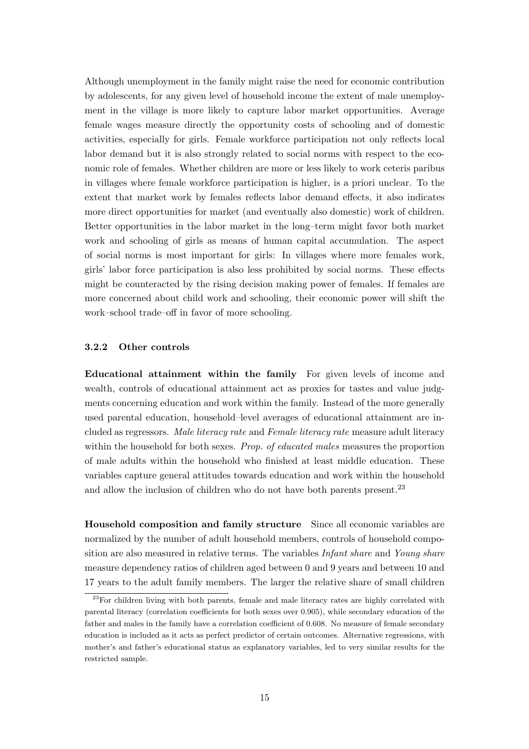Although unemployment in the family might raise the need for economic contribution by adolescents, for any given level of household income the extent of male unemployment in the village is more likely to capture labor market opportunities. Average female wages measure directly the opportunity costs of schooling and of domestic activities, especially for girls. Female workforce participation not only reflects local labor demand but it is also strongly related to social norms with respect to the economic role of females. Whether children are more or less likely to work ceteris paribus in villages where female workforce participation is higher, is a priori unclear. To the extent that market work by females reflects labor demand effects, it also indicates more direct opportunities for market (and eventually also domestic) work of children. Better opportunities in the labor market in the long–term might favor both market work and schooling of girls as means of human capital accumulation. The aspect of social norms is most important for girls: In villages where more females work, girls' labor force participation is also less prohibited by social norms. These effects might be counteracted by the rising decision making power of females. If females are more concerned about child work and schooling, their economic power will shift the work–school trade–off in favor of more schooling.

### 3.2.2 Other controls

**Educational attainment within the family** For given levels of income and wealth, controls of educational attainment act as proxies for tastes and value judgments concerning education and work within the family. Instead of the more generally used parental education, household–level averages of educational attainment are included as regressors. *Male literacy rate* and *Female literacy rate* measure adult literacy within the household for both sexes. *Prop. of educated males* measures the proportion of male adults within the household who finished at least middle education. These variables capture general attitudes towards education and work within the household and allow the inclusion of children who do not have both parents present.[23]

**Household composition and family structure** Since all economic variables are normalized by the number of adult household members, controls of household composition are also measured in relative terms. The variables *Infant share* and *Young share* measure dependency ratios of children aged between 0 and 9 years and between 10 and 17 years to the adult family members. The larger the relative share of small children

[23] For children living with both parents, female and male literacy rates are highly correlated with parental literacy (correlation coefficients for both sexes over 0.905), while secondary education of the father and males in the family have a correlation coefficient of 0.608. No measure of female secondary education is included as it acts as perfect predictor of certain outcomes. Alternative regressions, with mother's and father's educational status as explanatory variables, led to very similar results for the restricted sample.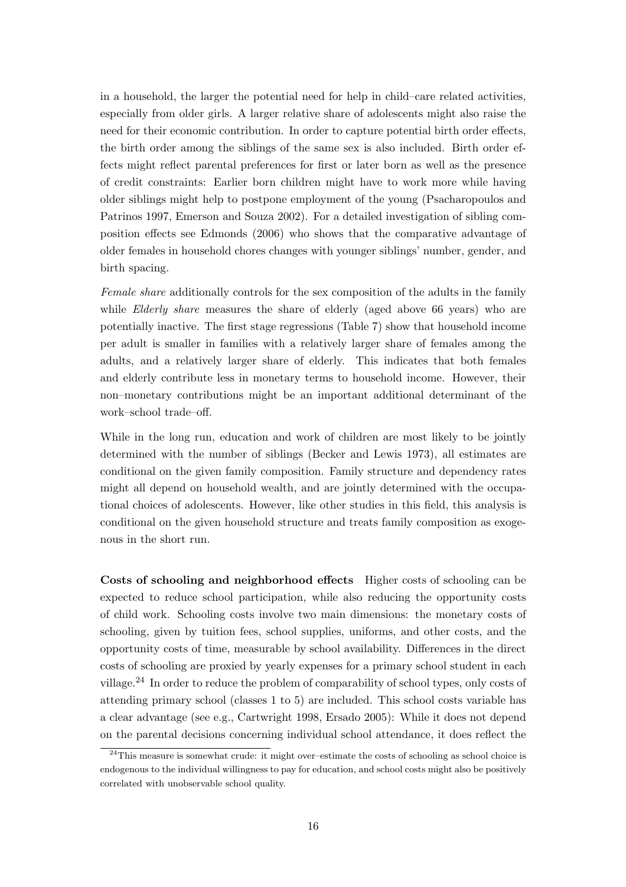in a household, the larger the potential need for help in child–care related activities, especially from older girls. A larger relative share of adolescents might also raise the need for their economic contribution. In order to capture potential birth order effects, the birth order among the siblings of the same sex is also included. Birth order effects might reflect parental preferences for first or later born as well as the presence of credit constraints: Earlier born children might have to work more while having older siblings might help to postpone employment of the young (Psacharopoulos and Patrinos 1997, Emerson and Souza 2002). For a detailed investigation of sibling composition effects see Edmonds (2006) who shows that the comparative advantage of older females in household chores changes with younger siblings' number, gender, and birth spacing.

*Female share* additionally controls for the sex composition of the adults in the family while *Elderly share* measures the share of elderly (aged above 66 years) who are potentially inactive. The first stage regressions (Table 7) show that household income per adult is smaller in families with a relatively larger share of females among the adults, and a relatively larger share of elderly. This indicates that both females and elderly contribute less in monetary terms to household income. However, their non–monetary contributions might be an important additional determinant of the work–school trade–off.

While in the long run, education and work of children are most likely to be jointly determined with the number of siblings (Becker and Lewis 1973), all estimates are conditional on the given family composition. Family structure and dependency rates might all depend on household wealth, and are jointly determined with the occupational choices of adolescents. However, like other studies in this field, this analysis is conditional on the given household structure and treats family composition as exogenous in the short run.

**Costs of schooling and neighborhood effects** Higher costs of schooling can be expected to reduce school participation, while also reducing the opportunity costs of child work. Schooling costs involve two main dimensions: the monetary costs of schooling, given by tuition fees, school supplies, uniforms, and other costs, and the opportunity costs of time, measurable by school availability. Differences in the direct costs of schooling are proxied by yearly expenses for a primary school student in each village.[24] In order to reduce the problem of comparability of school types, only costs of attending primary school (classes 1 to 5) are included. This school costs variable has a clear advantage (see e.g., Cartwright 1998, Ersado 2005): While it does not depend on the parental decisions concerning individual school attendance, it does reflect the

[24] This measure is somewhat crude: it might over–estimate the costs of schooling as school choice is endogenous to the individual willingness to pay for education, and school costs might also be positively correlated with unobservable school quality.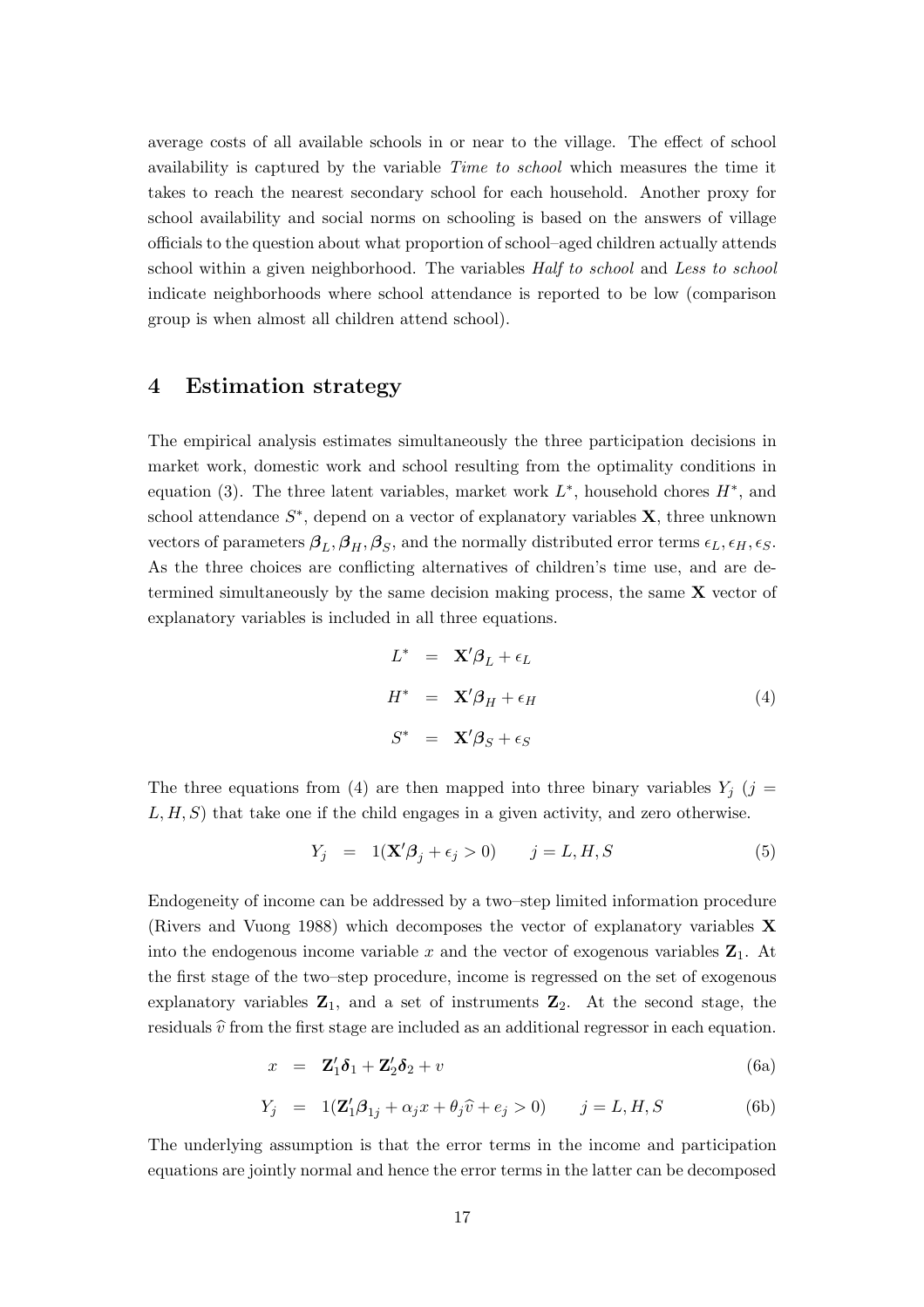average costs of all available schools in or near to the village. The effect of school availability is captured by the variable *Time to school* which measures the time it takes to reach the nearest secondary school for each household. Another proxy for school availability and social norms on schooling is based on the answers of village officials to the question about what proportion of school–aged children actually attends school within a given neighborhood. The variables *Half to school* and *Less to school* indicate neighborhoods where school attendance is reported to be low (comparison group is when almost all children attend school).

## 4 Estimation strategy

The empirical analysis estimates simultaneously the three participation decisions in market work, domestic work and school resulting from the optimality conditions in equation (3). The three latent variables, market work $L^*$, household chores $H^*$, and school attendance $S^*$, depend on a vector of explanatory variables $\mathbf{X}$, three unknown vectors of parameters $\boldsymbol{\beta}_L, \boldsymbol{\beta}_H, \boldsymbol{\beta}_S$, and the normally distributed error terms $\epsilon_L, \epsilon_H, \epsilon_S$. As the three choices are conflicting alternatives of children's time use, and are determined simultaneously by the same decision making process, the same $\mathbf{X}$ vector of explanatory variables is included in all three equations.

$$
\begin{aligned}
L^* &= \mathbf{X}'\boldsymbol{\beta}_L + \epsilon_L \\
H^* &= \mathbf{X}'\boldsymbol{\beta}_H + \epsilon_H \\
S^* &= \mathbf{X}'\boldsymbol{\beta}_S + \epsilon_S
\end{aligned}
\tag{4}
$$

The three equations from (4) are then mapped into three binary variables $Y_j$ ($j = L, H, S$) that take one if the child engages in a given activity, and zero otherwise.

$$
Y_j = 1(\mathbf{X}'\boldsymbol{\beta}_j + \epsilon_j > 0) \qquad j = L, H, S \tag{5}
$$

Endogeneity of income can be addressed by a two–step limited information procedure (Rivers and Vuong 1988) which decomposes the vector of explanatory variables $\mathbf{X}$ into the endogenous income variable $x$ and the vector of exogenous variables $\mathbf{Z}_1$. At the first stage of the two–step procedure, income is regressed on the set of exogenous explanatory variables $\mathbf{Z}_1$, and a set of instruments $\mathbf{Z}_2$. At the second stage, the residuals $\widehat{v}$ from the first stage are included as an additional regressor in each equation.

$$
x = \mathbf{Z}_1'\boldsymbol{\delta}_1 + \mathbf{Z}_2'\boldsymbol{\delta}_2 + v \tag{6a}
$$

$$
Y_j = 1(\mathbf{Z}_1'\boldsymbol{\beta}_{1j} + \alpha_j x + \theta_j \widehat{v} + e_j > 0) \qquad j = L, H, S \tag{6b}
$$

The underlying assumption is that the error terms in the income and participation equations are jointly normal and hence the error terms in the latter can be decomposed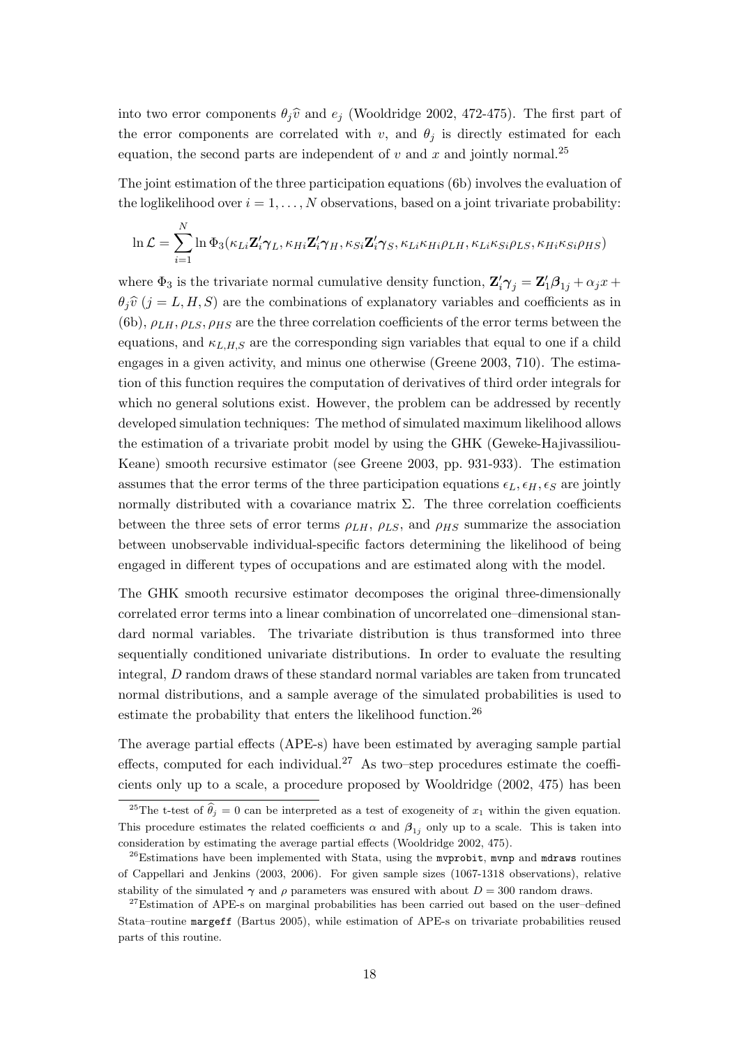into two error components $\theta_j \widehat{v}$ and $e_j$ (Wooldridge 2002, 472-475). The first part of the error components are correlated with $v$, and $\theta_j$ is directly estimated for each equation, the second parts are independent of $v$ and $x$ and jointly normal.[25]

The joint estimation of the three participation equations (6b) involves the evaluation of the loglikelihood over $i = 1, \ldots, N$ observations, based on a joint trivariate probability:

$$\ln \mathcal{L} = \sum_{i=1}^{N} \ln \Phi_3(\kappa_{Li}\mathbf{Z}_i'\boldsymbol{\gamma}_L, \kappa_{Hi}\mathbf{Z}_i'\boldsymbol{\gamma}_H, \kappa_{Si}\mathbf{Z}_i'\boldsymbol{\gamma}_S, \kappa_{Li}\kappa_{Hi}\rho_{LH}, \kappa_{Li}\kappa_{Si}\rho_{LS}, \kappa_{Hi}\kappa_{Si}\rho_{HS})$$

where $\Phi_3$ is the trivariate normal cumulative density function, $\mathbf{Z}_i'\boldsymbol{\gamma}_j = \mathbf{Z}_1'\boldsymbol{\beta}_{1j} + \alpha_j x + \theta_j \widehat{v}$ $(j = L, H, S)$ are the combinations of explanatory variables and coefficients as in (6b), $\rho_{LH}, \rho_{LS}, \rho_{HS}$ are the three correlation coefficients of the error terms between the equations, and $\kappa_{L,H,S}$ are the corresponding sign variables that equal to one if a child engages in a given activity, and minus one otherwise (Greene 2003, 710). The estimation of this function requires the computation of derivatives of third order integrals for which no general solutions exist. However, the problem can be addressed by recently developed simulation techniques: The method of simulated maximum likelihood allows the estimation of a trivariate probit model by using the GHK (Geweke-Hajivassiliou-Keane) smooth recursive estimator (see Greene 2003, pp. 931-933). The estimation assumes that the error terms of the three participation equations $\epsilon_L, \epsilon_H, \epsilon_S$ are jointly normally distributed with a covariance matrix $\Sigma$. The three correlation coefficients between the three sets of error terms $\rho_{LH}$, $\rho_{LS}$, and $\rho_{HS}$ summarize the association between unobservable individual-specific factors determining the likelihood of being engaged in different types of occupations and are estimated along with the model.

The GHK smooth recursive estimator decomposes the original three-dimensionally correlated error terms into a linear combination of uncorrelated one–dimensional standard normal variables. The trivariate distribution is thus transformed into three sequentially conditioned univariate distributions. In order to evaluate the resulting integral, $D$ random draws of these standard normal variables are taken from truncated normal distributions, and a sample average of the simulated probabilities is used to estimate the probability that enters the likelihood function.[26]

The average partial effects (APE-s) have been estimated by averaging sample partial effects, computed for each individual.[27] As two–step procedures estimate the coefficients only up to a scale, a procedure proposed by Wooldridge (2002, 475) has been

---

[25] The t-test of $\widehat{\theta}_j = 0$ can be interpreted as a test of exogeneity of $x_1$ within the given equation. This procedure estimates the related coefficients $\alpha$ and $\boldsymbol{\beta}_{1j}$ only up to a scale. This is taken into consideration by estimating the average partial effects (Wooldridge 2002, 475).

[26] Estimations have been implemented with Stata, using the `mvprobit`, `mvnp` and `mdraws` routines of Cappellari and Jenkins (2003, 2006). For given sample sizes (1067-1318 observations), relative stability of the simulated $\boldsymbol{\gamma}$ and $\rho$ parameters was ensured with about $D = 300$ random draws.

[27] Estimation of APE-s on marginal probabilities has been carried out based on the user–defined Stata–routine `margeff` (Bartus 2005), while estimation of APE-s on trivariate probabilities reused parts of this routine.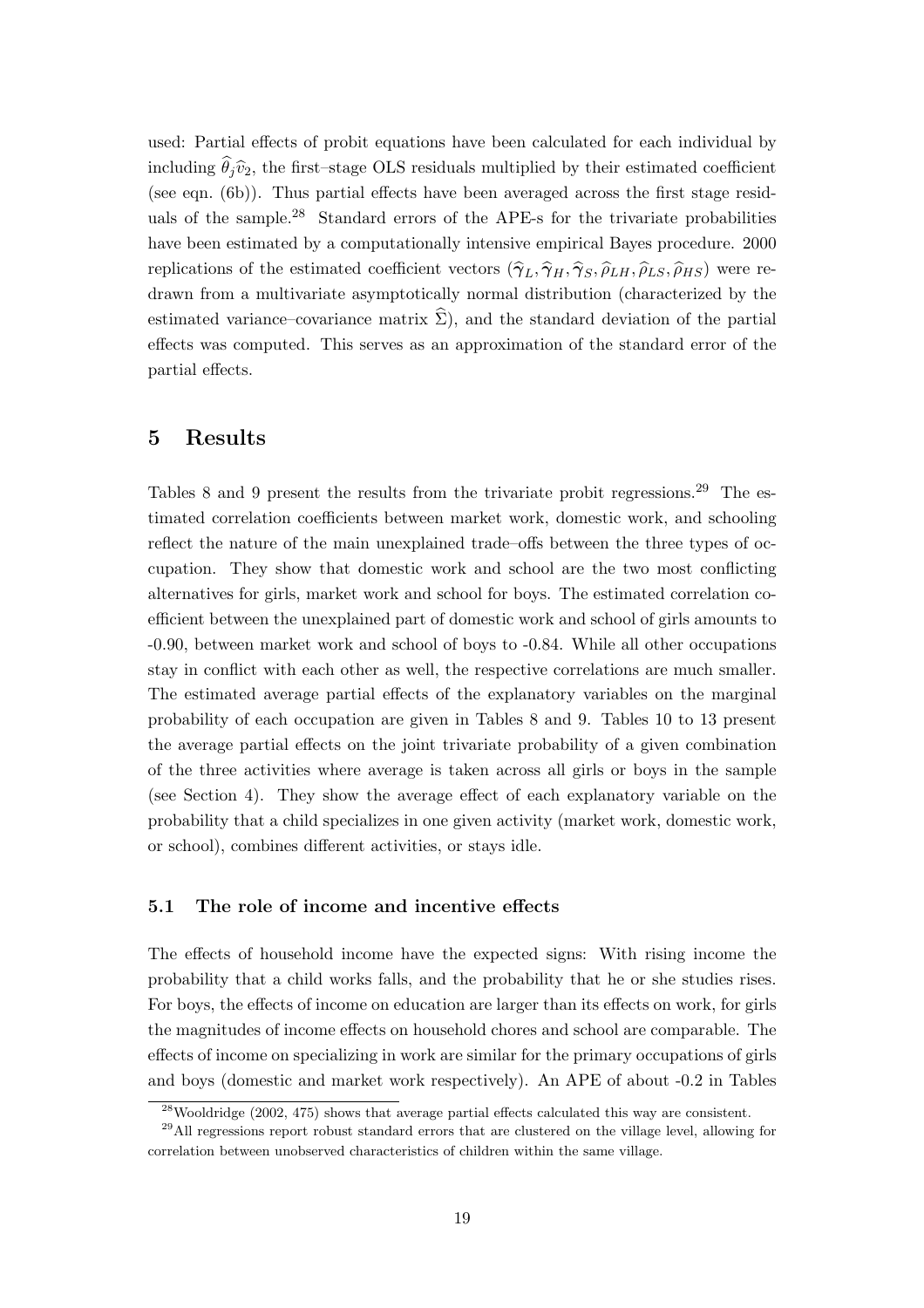used: Partial effects of probit equations have been calculated for each individual by including $\widehat{\theta}_j \widehat{v}_2$, the first–stage OLS residuals multiplied by their estimated coefficient (see eqn. (6b)). Thus partial effects have been averaged across the first stage residuals of the sample.[28] Standard errors of the APE-s for the trivariate probabilities have been estimated by a computationally intensive empirical Bayes procedure. 2000 replications of the estimated coefficient vectors $(\widehat{\boldsymbol{\gamma}}_L, \widehat{\boldsymbol{\gamma}}_H, \widehat{\boldsymbol{\gamma}}_S, \widehat{\rho}_{LH}, \widehat{\rho}_{LS}, \widehat{\rho}_{HS})$ were redrawn from a multivariate asymptotically normal distribution (characterized by the estimated variance–covariance matrix $\widehat{\Sigma}$), and the standard deviation of the partial effects was computed. This serves as an approximation of the standard error of the partial effects.

# 5 Results

Tables 8 and 9 present the results from the trivariate probit regressions.[29] The estimated correlation coefficients between market work, domestic work, and schooling reflect the nature of the main unexplained trade–offs between the three types of occupation. They show that domestic work and school are the two most conflicting alternatives for girls, market work and school for boys. The estimated correlation coefficient between the unexplained part of domestic work and school of girls amounts to -0.90, between market work and school of boys to -0.84. While all other occupations stay in conflict with each other as well, the respective correlations are much smaller. The estimated average partial effects of the explanatory variables on the marginal probability of each occupation are given in Tables 8 and 9. Tables 10 to 13 present the average partial effects on the joint trivariate probability of a given combination of the three activities where average is taken across all girls or boys in the sample (see Section 4). They show the average effect of each explanatory variable on the probability that a child specializes in one given activity (market work, domestic work, or school), combines different activities, or stays idle.

## 5.1 The role of income and incentive effects

The effects of household income have the expected signs: With rising income the probability that a child works falls, and the probability that he or she studies rises. For boys, the effects of income on education are larger than its effects on work, for girls the magnitudes of income effects on household chores and school are comparable. The effects of income on specializing in work are similar for the primary occupations of girls and boys (domestic and market work respectively). An APE of about -0.2 in Tables

[28] Wooldridge (2002, 475) shows that average partial effects calculated this way are consistent.

[29] All regressions report robust standard errors that are clustered on the village level, allowing for correlation between unobserved characteristics of children within the same village.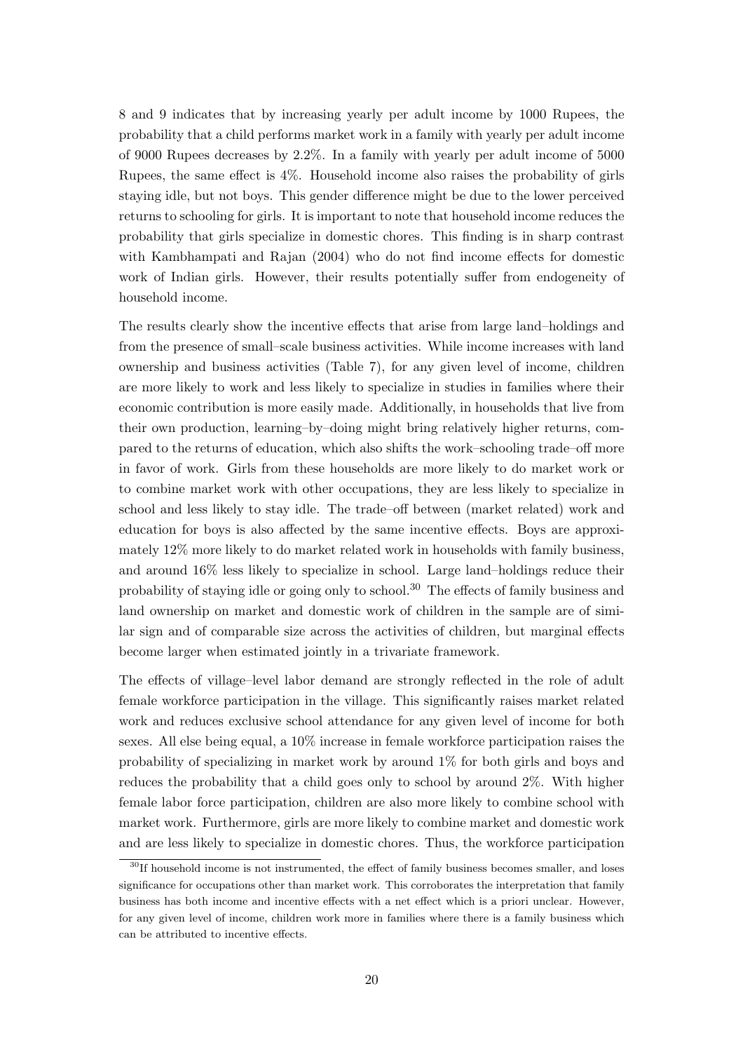8 and 9 indicates that by increasing yearly per adult income by 1000 Rupees, the probability that a child performs market work in a family with yearly per adult income of 9000 Rupees decreases by 2.2%. In a family with yearly per adult income of 5000 Rupees, the same effect is 4%. Household income also raises the probability of girls staying idle, but not boys. This gender difference might be due to the lower perceived returns to schooling for girls. It is important to note that household income reduces the probability that girls specialize in domestic chores. This finding is in sharp contrast with Kambhampati and Rajan (2004) who do not find income effects for domestic work of Indian girls. However, their results potentially suffer from endogeneity of household income.

The results clearly show the incentive effects that arise from large land–holdings and from the presence of small–scale business activities. While income increases with land ownership and business activities (Table 7), for any given level of income, children are more likely to work and less likely to specialize in studies in families where their economic contribution is more easily made. Additionally, in households that live from their own production, learning–by–doing might bring relatively higher returns, compared to the returns of education, which also shifts the work–schooling trade–off more in favor of work. Girls from these households are more likely to do market work or to combine market work with other occupations, they are less likely to specialize in school and less likely to stay idle. The trade–off between (market related) work and education for boys is also affected by the same incentive effects. Boys are approximately 12% more likely to do market related work in households with family business, and around 16% less likely to specialize in school. Large land–holdings reduce their probability of staying idle or going only to school.[30] The effects of family business and land ownership on market and domestic work of children in the sample are of similar sign and of comparable size across the activities of children, but marginal effects become larger when estimated jointly in a trivariate framework.

The effects of village–level labor demand are strongly reflected in the role of adult female workforce participation in the village. This significantly raises market related work and reduces exclusive school attendance for any given level of income for both sexes. All else being equal, a 10% increase in female workforce participation raises the probability of specializing in market work by around 1% for both girls and boys and reduces the probability that a child goes only to school by around 2%. With higher female labor force participation, children are also more likely to combine school with market work. Furthermore, girls are more likely to combine market and domestic work and are less likely to specialize in domestic chores. Thus, the workforce participation

[30] If household income is not instrumented, the effect of family business becomes smaller, and loses significance for occupations other than market work. This corroborates the interpretation that family business has both income and incentive effects with a net effect which is a priori unclear. However, for any given level of income, children work more in families where there is a family business which can be attributed to incentive effects.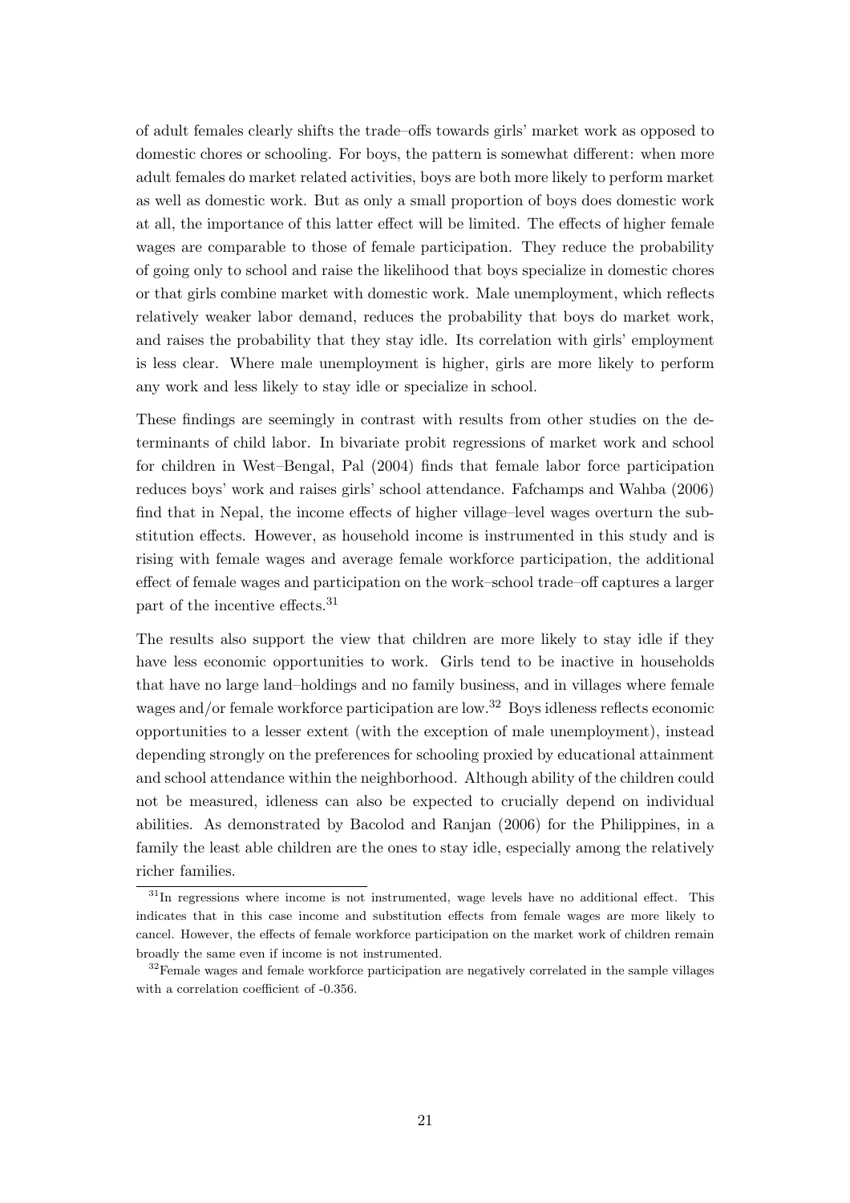of adult females clearly shifts the trade–offs towards girls' market work as opposed to domestic chores or schooling. For boys, the pattern is somewhat different: when more adult females do market related activities, boys are both more likely to perform market as well as domestic work. But as only a small proportion of boys does domestic work at all, the importance of this latter effect will be limited. The effects of higher female wages are comparable to those of female participation. They reduce the probability of going only to school and raise the likelihood that boys specialize in domestic chores or that girls combine market with domestic work. Male unemployment, which reflects relatively weaker labor demand, reduces the probability that boys do market work, and raises the probability that they stay idle. Its correlation with girls' employment is less clear. Where male unemployment is higher, girls are more likely to perform any work and less likely to stay idle or specialize in school.

These findings are seemingly in contrast with results from other studies on the determinants of child labor. In bivariate probit regressions of market work and school for children in West–Bengal, Pal (2004) finds that female labor force participation reduces boys' work and raises girls' school attendance. Fafchamps and Wahba (2006) find that in Nepal, the income effects of higher village–level wages overturn the substitution effects. However, as household income is instrumented in this study and is rising with female wages and average female workforce participation, the additional effect of female wages and participation on the work–school trade–off captures a larger part of the incentive effects.[31]

The results also support the view that children are more likely to stay idle if they have less economic opportunities to work. Girls tend to be inactive in households that have no large land–holdings and no family business, and in villages where female wages and/or female workforce participation are low.[32] Boys idleness reflects economic opportunities to a lesser extent (with the exception of male unemployment), instead depending strongly on the preferences for schooling proxied by educational attainment and school attendance within the neighborhood. Although ability of the children could not be measured, idleness can also be expected to crucially depend on individual abilities. As demonstrated by Bacolod and Ranjan (2006) for the Philippines, in a family the least able children are the ones to stay idle, especially among the relatively richer families.

[31] In regressions where income is not instrumented, wage levels have no additional effect. This indicates that in this case income and substitution effects from female wages are more likely to cancel. However, the effects of female workforce participation on the market work of children remain broadly the same even if income is not instrumented.

[32] Female wages and female workforce participation are negatively correlated in the sample villages with a correlation coefficient of -0.356.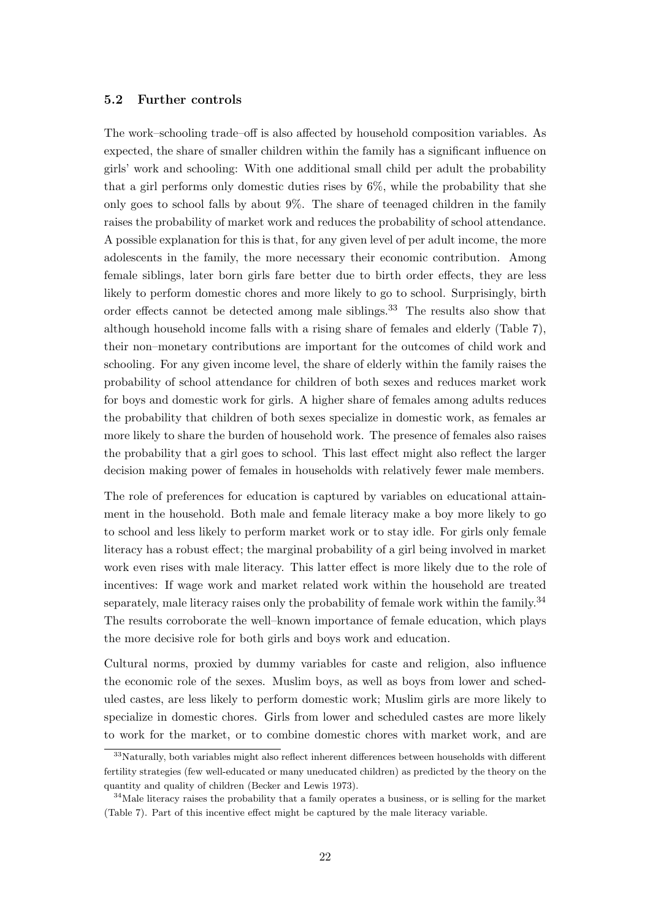### 5.2 Further controls

The work–schooling trade–off is also affected by household composition variables. As expected, the share of smaller children within the family has a significant influence on girls' work and schooling: With one additional small child per adult the probability that a girl performs only domestic duties rises by 6%, while the probability that she only goes to school falls by about 9%. The share of teenaged children in the family raises the probability of market work and reduces the probability of school attendance. A possible explanation for this is that, for any given level of per adult income, the more adolescents in the family, the more necessary their economic contribution. Among female siblings, later born girls fare better due to birth order effects, they are less likely to perform domestic chores and more likely to go to school. Surprisingly, birth order effects cannot be detected among male siblings.[33] The results also show that although household income falls with a rising share of females and elderly (Table 7), their non–monetary contributions are important for the outcomes of child work and schooling. For any given income level, the share of elderly within the family raises the probability of school attendance for children of both sexes and reduces market work for boys and domestic work for girls. A higher share of females among adults reduces the probability that children of both sexes specialize in domestic work, as females ar more likely to share the burden of household work. The presence of females also raises the probability that a girl goes to school. This last effect might also reflect the larger decision making power of females in households with relatively fewer male members.

The role of preferences for education is captured by variables on educational attainment in the household. Both male and female literacy make a boy more likely to go to school and less likely to perform market work or to stay idle. For girls only female literacy has a robust effect; the marginal probability of a girl being involved in market work even rises with male literacy. This latter effect is more likely due to the role of incentives: If wage work and market related work within the household are treated separately, male literacy raises only the probability of female work within the family.[34] The results corroborate the well–known importance of female education, which plays the more decisive role for both girls and boys work and education.

Cultural norms, proxied by dummy variables for caste and religion, also influence the economic role of the sexes. Muslim boys, as well as boys from lower and scheduled castes, are less likely to perform domestic work; Muslim girls are more likely to specialize in domestic chores. Girls from lower and scheduled castes are more likely to work for the market, or to combine domestic chores with market work, and are

[33] Naturally, both variables might also reflect inherent differences between households with different fertility strategies (few well-educated or many uneducated children) as predicted by the theory on the quantity and quality of children (Becker and Lewis 1973).

[34] Male literacy raises the probability that a family operates a business, or is selling for the market (Table 7). Part of this incentive effect might be captured by the male literacy variable.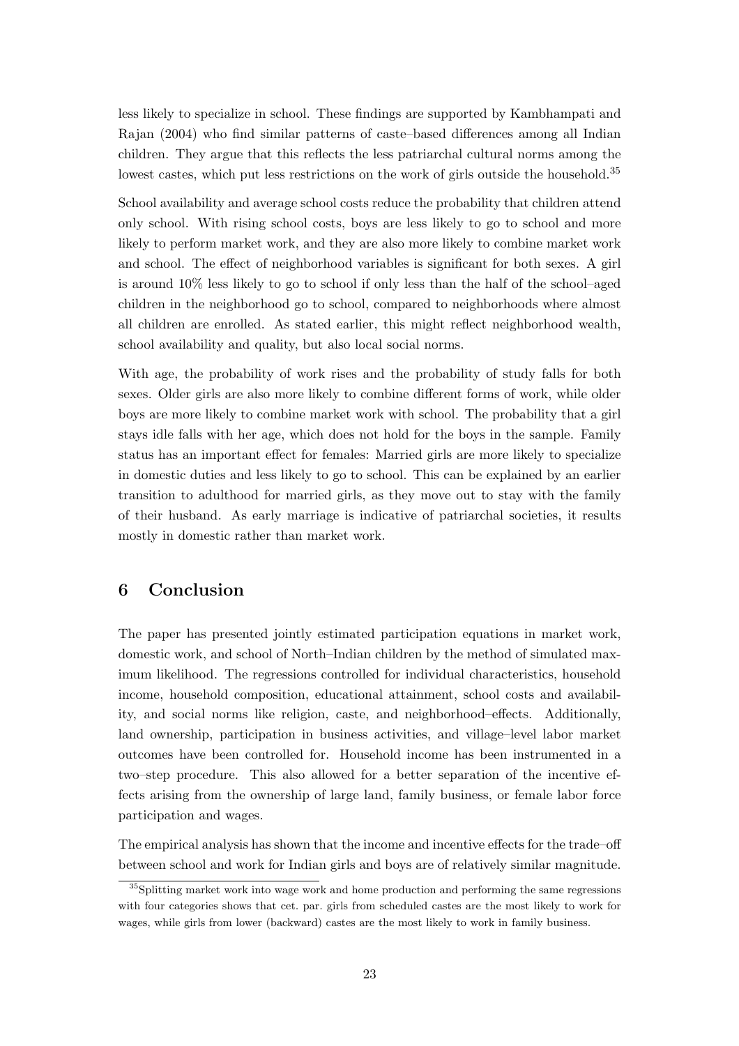less likely to specialize in school. These findings are supported by Kambhampati and Rajan (2004) who find similar patterns of caste–based differences among all Indian children. They argue that this reflects the less patriarchal cultural norms among the lowest castes, which put less restrictions on the work of girls outside the household.[35]

School availability and average school costs reduce the probability that children attend only school. With rising school costs, boys are less likely to go to school and more likely to perform market work, and they are also more likely to combine market work and school. The effect of neighborhood variables is significant for both sexes. A girl is around 10% less likely to go to school if only less than the half of the school–aged children in the neighborhood go to school, compared to neighborhoods where almost all children are enrolled. As stated earlier, this might reflect neighborhood wealth, school availability and quality, but also local social norms.

With age, the probability of work rises and the probability of study falls for both sexes. Older girls are also more likely to combine different forms of work, while older boys are more likely to combine market work with school. The probability that a girl stays idle falls with her age, which does not hold for the boys in the sample. Family status has an important effect for females: Married girls are more likely to specialize in domestic duties and less likely to go to school. This can be explained by an earlier transition to adulthood for married girls, as they move out to stay with the family of their husband. As early marriage is indicative of patriarchal societies, it results mostly in domestic rather than market work.

## 6 Conclusion

The paper has presented jointly estimated participation equations in market work, domestic work, and school of North–Indian children by the method of simulated maximum likelihood. The regressions controlled for individual characteristics, household income, household composition, educational attainment, school costs and availability, and social norms like religion, caste, and neighborhood–effects. Additionally, land ownership, participation in business activities, and village–level labor market outcomes have been controlled for. Household income has been instrumented in a two–step procedure. This also allowed for a better separation of the incentive effects arising from the ownership of large land, family business, or female labor force participation and wages.

The empirical analysis has shown that the income and incentive effects for the trade–off between school and work for Indian girls and boys are of relatively similar magnitude.

[35] Splitting market work into wage work and home production and performing the same regressions with four categories shows that cet. par. girls from scheduled castes are the most likely to work for wages, while girls from lower (backward) castes are the most likely to work in family business.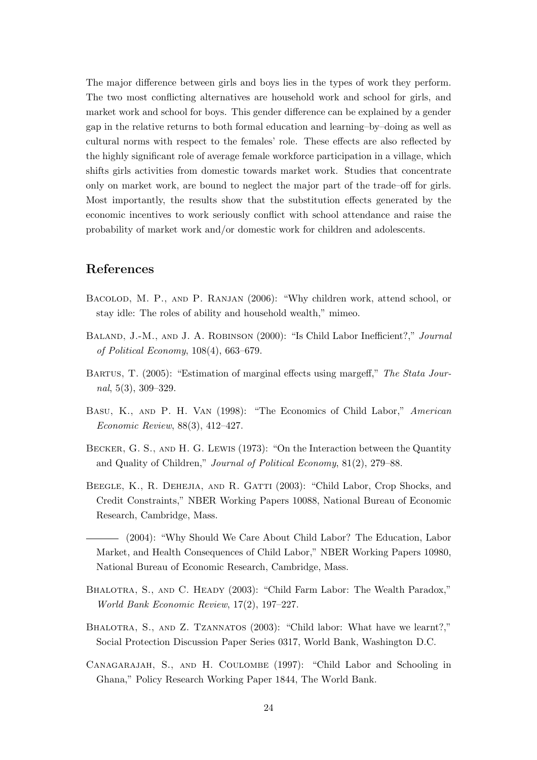The major difference between girls and boys lies in the types of work they perform. The two most conflicting alternatives are household work and school for girls, and market work and school for boys. This gender difference can be explained by a gender gap in the relative returns to both formal education and learning–by–doing as well as cultural norms with respect to the females' role. These effects are also reflected by the highly significant role of average female workforce participation in a village, which shifts girls activities from domestic towards market work. Studies that concentrate only on market work, are bound to neglect the major part of the trade–off for girls. Most importantly, the results show that the substitution effects generated by the economic incentives to work seriously conflict with school attendance and raise the probability of market work and/or domestic work for children and adolescents.

## References

Bacolod, M. P., and P. Ranjan (2006): "Why children work, attend school, or stay idle: The roles of ability and household wealth," mimeo.

Baland, J.-M., and J. A. Robinson (2000): "Is Child Labor Inefficient?," *Journal of Political Economy*, 108(4), 663–679.

Bartus, T. (2005): "Estimation of marginal effects using margeff," *The Stata Journal*, 5(3), 309–329.

Basu, K., and P. H. Van (1998): "The Economics of Child Labor," *American Economic Review*, 88(3), 412–427.

Becker, G. S., and H. G. Lewis (1973): "On the Interaction between the Quantity and Quality of Children," *Journal of Political Economy*, 81(2), 279–88.

Beegle, K., R. Dehejia, and R. Gatti (2003): "Child Labor, Crop Shocks, and Credit Constraints," NBER Working Papers 10088, National Bureau of Economic Research, Cambridge, Mass.

——— (2004): "Why Should We Care About Child Labor? The Education, Labor Market, and Health Consequences of Child Labor," NBER Working Papers 10980, National Bureau of Economic Research, Cambridge, Mass.

Bhalotra, S., and C. Heady (2003): "Child Farm Labor: The Wealth Paradox," *World Bank Economic Review*, 17(2), 197–227.

Bhalotra, S., and Z. Tzannatos (2003): "Child labor: What have we learnt?," Social Protection Discussion Paper Series 0317, World Bank, Washington D.C.

Canagarajah, S., and H. Coulombe (1997): "Child Labor and Schooling in Ghana," Policy Research Working Paper 1844, The World Bank.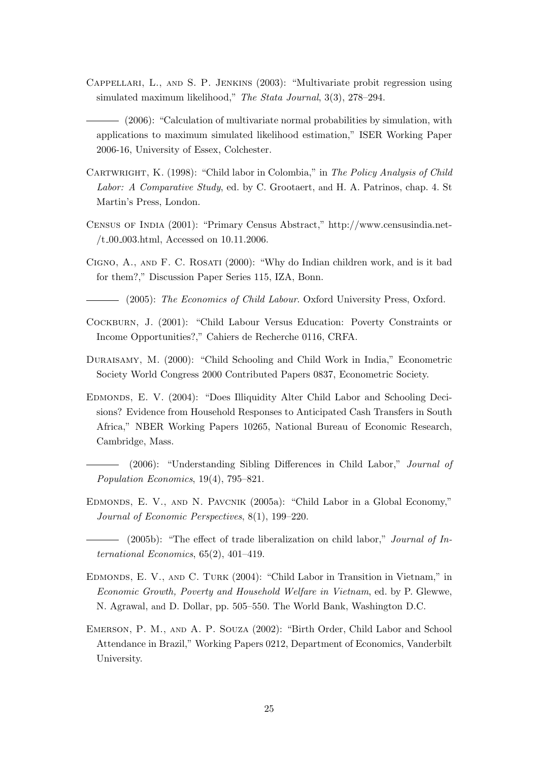Cappellari, L., and S. P. Jenkins (2003): "Multivariate probit regression using simulated maximum likelihood," *The Stata Journal*, 3(3), 278–294.

——— (2006): "Calculation of multivariate normal probabilities by simulation, with applications to maximum simulated likelihood estimation," ISER Working Paper 2006-16, University of Essex, Colchester.

Cartwright, K. (1998): "Child labor in Colombia," in *The Policy Analysis of Child Labor: A Comparative Study*, ed. by C. Grootaert, and H. A. Patrinos, chap. 4. St Martin's Press, London.

Census of India (2001): "Primary Census Abstract," http://www.censusindia.net-/t_00_003.html, Accessed on 10.11.2006.

Cigno, A., and F. C. Rosati (2000): "Why do Indian children work, and is it bad for them?," Discussion Paper Series 115, IZA, Bonn.

——— (2005): *The Economics of Child Labour*. Oxford University Press, Oxford.

Cockburn, J. (2001): "Child Labour Versus Education: Poverty Constraints or Income Opportunities?," Cahiers de Recherche 0116, CRFA.

Duraisamy, M. (2000): "Child Schooling and Child Work in India," Econometric Society World Congress 2000 Contributed Papers 0837, Econometric Society.

Edmonds, E. V. (2004): "Does Illiquidity Alter Child Labor and Schooling Decisions? Evidence from Household Responses to Anticipated Cash Transfers in South Africa," NBER Working Papers 10265, National Bureau of Economic Research, Cambridge, Mass.

——— (2006): "Understanding Sibling Differences in Child Labor," *Journal of Population Economics*, 19(4), 795–821.

Edmonds, E. V., and N. Pavcnik (2005a): "Child Labor in a Global Economy," *Journal of Economic Perspectives*, 8(1), 199–220.

——— (2005b): "The effect of trade liberalization on child labor," *Journal of International Economics*, 65(2), 401–419.

Edmonds, E. V., and C. Turk (2004): "Child Labor in Transition in Vietnam," in *Economic Growth, Poverty and Household Welfare in Vietnam*, ed. by P. Glewwe, N. Agrawal, and D. Dollar, pp. 505–550. The World Bank, Washington D.C.

Emerson, P. M., and A. P. Souza (2002): "Birth Order, Child Labor and School Attendance in Brazil," Working Papers 0212, Department of Economics, Vanderbilt University.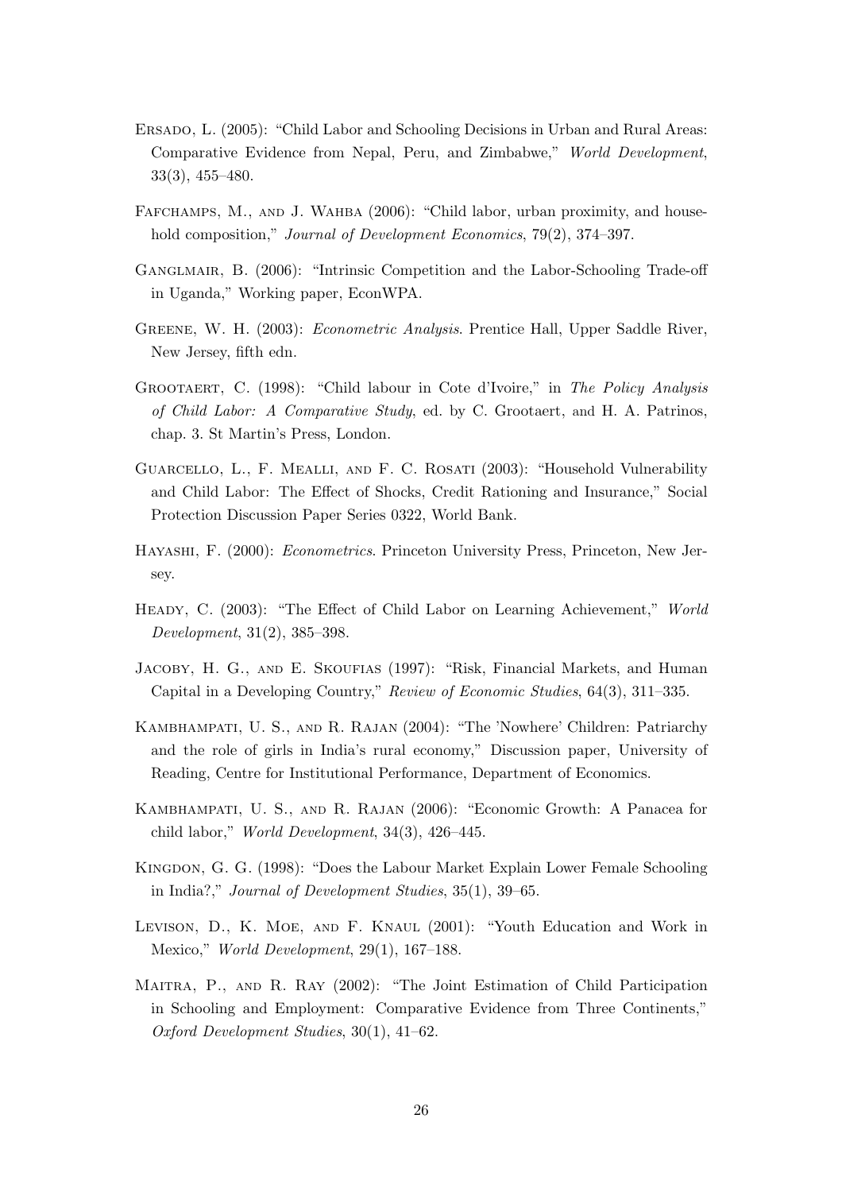Ersado, L. (2005): "Child Labor and Schooling Decisions in Urban and Rural Areas: Comparative Evidence from Nepal, Peru, and Zimbabwe," *World Development*, 33(3), 455–480.

Fafchamps, M., and J. Wahba (2006): "Child labor, urban proximity, and household composition," *Journal of Development Economics*, 79(2), 374–397.

Ganglmair, B. (2006): "Intrinsic Competition and the Labor-Schooling Trade-off in Uganda," Working paper, EconWPA.

Greene, W. H. (2003): *Econometric Analysis*. Prentice Hall, Upper Saddle River, New Jersey, fifth edn.

Grootaert, C. (1998): "Child labour in Cote d'Ivoire," in *The Policy Analysis of Child Labor: A Comparative Study*, ed. by C. Grootaert, and H. A. Patrinos, chap. 3. St Martin's Press, London.

Guarcello, L., F. Mealli, and F. C. Rosati (2003): "Household Vulnerability and Child Labor: The Effect of Shocks, Credit Rationing and Insurance," Social Protection Discussion Paper Series 0322, World Bank.

Hayashi, F. (2000): *Econometrics*. Princeton University Press, Princeton, New Jersey.

Heady, C. (2003): "The Effect of Child Labor on Learning Achievement," *World Development*, 31(2), 385–398.

Jacoby, H. G., and E. Skoufias (1997): "Risk, Financial Markets, and Human Capital in a Developing Country," *Review of Economic Studies*, 64(3), 311–335.

Kambhampati, U. S., and R. Rajan (2004): "The 'Nowhere' Children: Patriarchy and the role of girls in India's rural economy," Discussion paper, University of Reading, Centre for Institutional Performance, Department of Economics.

Kambhampati, U. S., and R. Rajan (2006): "Economic Growth: A Panacea for child labor," *World Development*, 34(3), 426–445.

Kingdon, G. G. (1998): "Does the Labour Market Explain Lower Female Schooling in India?," *Journal of Development Studies*, 35(1), 39–65.

Levison, D., K. Moe, and F. Knaul (2001): "Youth Education and Work in Mexico," *World Development*, 29(1), 167–188.

Maitra, P., and R. Ray (2002): "The Joint Estimation of Child Participation in Schooling and Employment: Comparative Evidence from Three Continents," *Oxford Development Studies*, 30(1), 41–62.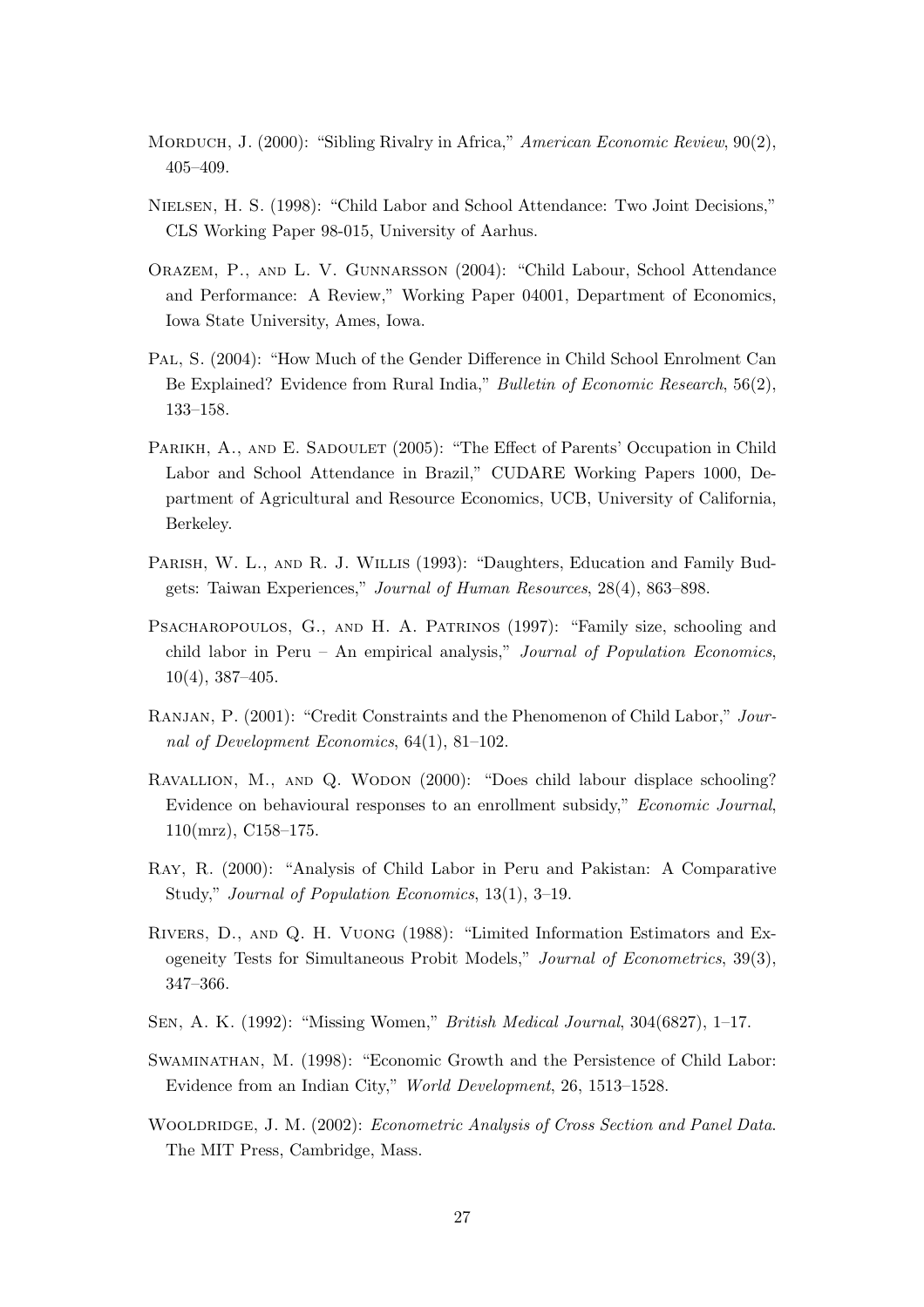Morduch, J. (2000): "Sibling Rivalry in Africa," *American Economic Review*, 90(2), 405–409.

Nielsen, H. S. (1998): "Child Labor and School Attendance: Two Joint Decisions," CLS Working Paper 98-015, University of Aarhus.

Orazem, P., and L. V. Gunnarsson (2004): "Child Labour, School Attendance and Performance: A Review," Working Paper 04001, Department of Economics, Iowa State University, Ames, Iowa.

Pal, S. (2004): "How Much of the Gender Difference in Child School Enrolment Can Be Explained? Evidence from Rural India," *Bulletin of Economic Research*, 56(2), 133–158.

Parikh, A., and E. Sadoulet (2005): "The Effect of Parents' Occupation in Child Labor and School Attendance in Brazil," CUDARE Working Papers 1000, Department of Agricultural and Resource Economics, UCB, University of California, Berkeley.

Parish, W. L., and R. J. Willis (1993): "Daughters, Education and Family Budgets: Taiwan Experiences," *Journal of Human Resources*, 28(4), 863–898.

Psacharopoulos, G., and H. A. Patrinos (1997): "Family size, schooling and child labor in Peru – An empirical analysis," *Journal of Population Economics*, 10(4), 387–405.

Ranjan, P. (2001): "Credit Constraints and the Phenomenon of Child Labor," *Journal of Development Economics*, 64(1), 81–102.

Ravallion, M., and Q. Wodon (2000): "Does child labour displace schooling? Evidence on behavioural responses to an enrollment subsidy," *Economic Journal*, 110(mrz), C158–175.

Ray, R. (2000): "Analysis of Child Labor in Peru and Pakistan: A Comparative Study," *Journal of Population Economics*, 13(1), 3–19.

Rivers, D., and Q. H. Vuong (1988): "Limited Information Estimators and Exogeneity Tests for Simultaneous Probit Models," *Journal of Econometrics*, 39(3), 347–366.

Sen, A. K. (1992): "Missing Women," *British Medical Journal*, 304(6827), 1–17.

Swaminathan, M. (1998): "Economic Growth and the Persistence of Child Labor: Evidence from an Indian City," *World Development*, 26, 1513–1528.

Wooldridge, J. M. (2002): *Econometric Analysis of Cross Section and Panel Data*. The MIT Press, Cambridge, Mass.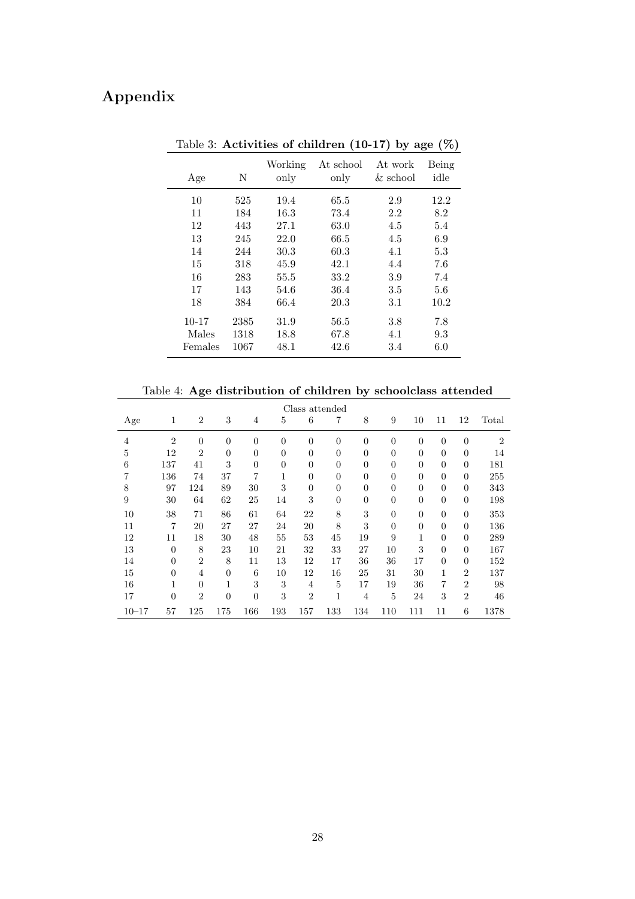# Appendix

Table 3: **Activities of children (10-17) by age (%)**

| Age | N | Working only | At school only | At work & school | Being idle |
|---|---|---|---|---|---|
| 10 | 525 | 19.4 | 65.5 | 2.9 | 12.2 |
| 11 | 184 | 16.3 | 73.4 | 2.2 | 8.2 |
| 12 | 443 | 27.1 | 63.0 | 4.5 | 5.4 |
| 13 | 245 | 22.0 | 66.5 | 4.5 | 6.9 |
| 14 | 244 | 30.3 | 60.3 | 4.1 | 5.3 |
| 15 | 318 | 45.9 | 42.1 | 4.4 | 7.6 |
| 16 | 283 | 55.5 | 33.2 | 3.9 | 7.4 |
| 17 | 143 | 54.6 | 36.4 | 3.5 | 5.6 |
| 18 | 384 | 66.4 | 20.3 | 3.1 | 10.2 |
| 10-17 | 2385 | 31.9 | 56.5 | 3.8 | 7.8 |
| Males | 1318 | 18.8 | 67.8 | 4.1 | 9.3 |
| Females | 1067 | 48.1 | 42.6 | 3.4 | 6.0 |

Table 4: **Age distribution of children by schoolclass attended**

| | Class attended | | | | | | | | | | | | |
|---|---|---|---|---|---|---|---|---|---|---|---|---|---|
| Age | 1 | 2 | 3 | 4 | 5 | 6 | 7 | 8 | 9 | 10 | 11 | 12 | Total |
| 4 | 2 | 0 | 0 | 0 | 0 | 0 | 0 | 0 | 0 | 0 | 0 | 0 | 2 |
| 5 | 12 | 2 | 0 | 0 | 0 | 0 | 0 | 0 | 0 | 0 | 0 | 0 | 14 |
| 6 | 137 | 41 | 3 | 0 | 0 | 0 | 0 | 0 | 0 | 0 | 0 | 0 | 181 |
| 7 | 136 | 74 | 37 | 7 | 1 | 0 | 0 | 0 | 0 | 0 | 0 | 0 | 255 |
| 8 | 97 | 124 | 89 | 30 | 3 | 0 | 0 | 0 | 0 | 0 | 0 | 0 | 343 |
| 9 | 30 | 64 | 62 | 25 | 14 | 3 | 0 | 0 | 0 | 0 | 0 | 0 | 198 |
| 10 | 38 | 71 | 86 | 61 | 64 | 22 | 8 | 3 | 0 | 0 | 0 | 0 | 353 |
| 11 | 7 | 20 | 27 | 27 | 24 | 20 | 8 | 3 | 0 | 0 | 0 | 0 | 136 |
| 12 | 11 | 18 | 30 | 48 | 55 | 53 | 45 | 19 | 9 | 1 | 0 | 0 | 289 |
| 13 | 0 | 8 | 23 | 10 | 21 | 32 | 33 | 27 | 10 | 3 | 0 | 0 | 167 |
| 14 | 0 | 2 | 8 | 11 | 13 | 12 | 17 | 36 | 36 | 17 | 0 | 0 | 152 |
| 15 | 0 | 4 | 0 | 6 | 10 | 12 | 16 | 25 | 31 | 30 | 1 | 2 | 137 |
| 16 | 1 | 0 | 1 | 3 | 3 | 4 | 5 | 17 | 19 | 36 | 7 | 2 | 98 |
| 17 | 0 | 2 | 0 | 0 | 3 | 2 | 1 | 4 | 5 | 24 | 3 | 2 | 46 |
| 10–17 | 57 | 125 | 175 | 166 | 193 | 157 | 133 | 134 | 110 | 111 | 11 | 6 | 1378 |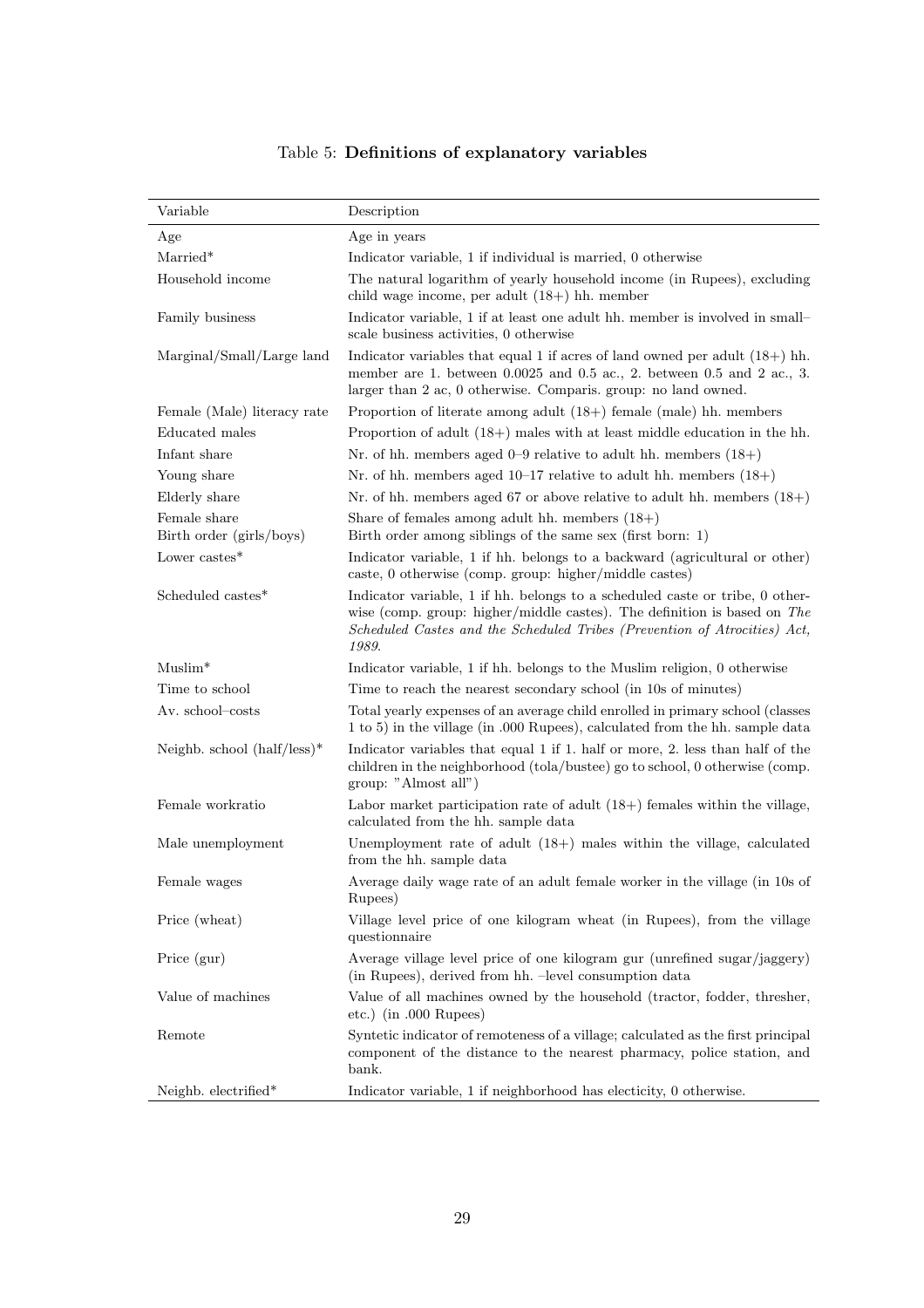Table 5: **Definitions of explanatory variables**

| Variable | Description |
|---|---|
| Age | Age in years |
| Married* | Indicator variable, 1 if individual is married, 0 otherwise |
| Household income | The natural logarithm of yearly household income (in Rupees), excluding child wage income, per adult (18+) hh. member |
| Family business | Indicator variable, 1 if at least one adult hh. member is involved in small–scale business activities, 0 otherwise |
| Marginal/Small/Large land | Indicator variables that equal 1 if acres of land owned per adult (18+) hh. member are 1. between 0.0025 and 0.5 ac., 2. between 0.5 and 2 ac., 3. larger than 2 ac, 0 otherwise. Comparis. group: no land owned. |
| Female (Male) literacy rate | Proportion of literate among adult (18+) female (male) hh. members |
| Educated males | Proportion of adult (18+) males with at least middle education in the hh. |
| Infant share | Nr. of hh. members aged 0–9 relative to adult hh. members (18+) |
| Young share | Nr. of hh. members aged 10–17 relative to adult hh. members (18+) |
| Elderly share | Nr. of hh. members aged 67 or above relative to adult hh. members (18+) |
| Female share | Share of females among adult hh. members (18+) |
| Birth order (girls/boys) | Birth order among siblings of the same sex (first born: 1) |
| Lower castes* | Indicator variable, 1 if hh. belongs to a backward (agricultural or other) caste, 0 otherwise (comp. group: higher/middle castes) |
| Scheduled castes* | Indicator variable, 1 if hh. belongs to a scheduled caste or tribe, 0 otherwise (comp. group: higher/middle castes). The definition is based on *The Scheduled Castes and the Scheduled Tribes (Prevention of Atrocities) Act, 1989.* |
| Muslim* | Indicator variable, 1 if hh. belongs to the Muslim religion, 0 otherwise |
| Time to school | Time to reach the nearest secondary school (in 10s of minutes) |
| Av. school–costs | Total yearly expenses of an average child enrolled in primary school (classes 1 to 5) in the village (in .000 Rupees), calculated from the hh. sample data |
| Neighb. school (half/less)* | Indicator variables that equal 1 if 1. half or more, 2. less than half of the children in the neighborhood (tola/bustee) go to school, 0 otherwise (comp. group: "Almost all") |
| Female workratio | Labor market participation rate of adult (18+) females within the village, calculated from the hh. sample data |
| Male unemployment | Unemployment rate of adult (18+) males within the village, calculated from the hh. sample data |
| Female wages | Average daily wage rate of an adult female worker in the village (in 10s of Rupees) |
| Price (wheat) | Village level price of one kilogram wheat (in Rupees), from the village questionnaire |
| Price (gur) | Average village level price of one kilogram gur (unrefined sugar/jaggery) (in Rupees), derived from hh. –level consumption data |
| Value of machines | Value of all machines owned by the household (tractor, fodder, thresher, etc.) (in .000 Rupees) |
| Remote | Syntetic indicator of remoteness of a village; calculated as the first principal component of the distance to the nearest pharmacy, police station, and bank. |
| Neighb. electrified* | Indicator variable, 1 if neighborhood has electicity, 0 otherwise. |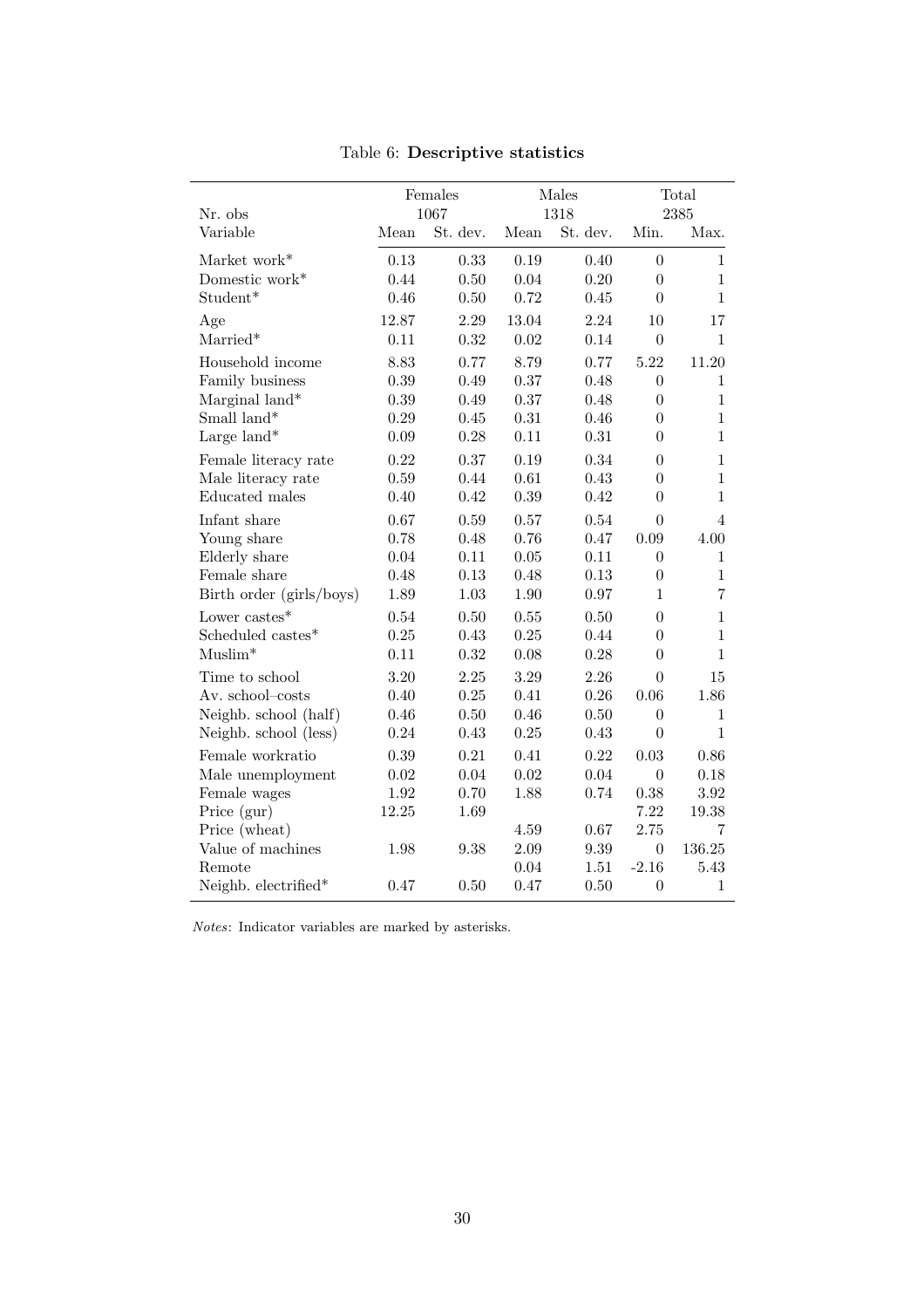Table 6: **Descriptive statistics**

| | Females | | Males | | Total | |
|---|---|---|---|---|---|---|
| Nr. obs | 1067 | | 1318 | | 2385 | |
| Variable | Mean | St. dev. | Mean | St. dev. | Min. | Max. |
| Market work* | 0.13 | 0.33 | 0.19 | 0.40 | 0 | 1 |
| Domestic work* | 0.44 | 0.50 | 0.04 | 0.20 | 0 | 1 |
| Student* | 0.46 | 0.50 | 0.72 | 0.45 | 0 | 1 |
| Age | 12.87 | 2.29 | 13.04 | 2.24 | 10 | 17 |
| Married* | 0.11 | 0.32 | 0.02 | 0.14 | 0 | 1 |
| Household income | 8.83 | 0.77 | 8.79 | 0.77 | 5.22 | 11.20 |
| Family business | 0.39 | 0.49 | 0.37 | 0.48 | 0 | 1 |
| Marginal land* | 0.39 | 0.49 | 0.37 | 0.48 | 0 | 1 |
| Small land* | 0.29 | 0.45 | 0.31 | 0.46 | 0 | 1 |
| Large land* | 0.09 | 0.28 | 0.11 | 0.31 | 0 | 1 |
| Female literacy rate | 0.22 | 0.37 | 0.19 | 0.34 | 0 | 1 |
| Male literacy rate | 0.59 | 0.44 | 0.61 | 0.43 | 0 | 1 |
| Educated males | 0.40 | 0.42 | 0.39 | 0.42 | 0 | 1 |
| Infant share | 0.67 | 0.59 | 0.57 | 0.54 | 0 | 4 |
| Young share | 0.78 | 0.48 | 0.76 | 0.47 | 0.09 | 4.00 |
| Elderly share | 0.04 | 0.11 | 0.05 | 0.11 | 0 | 1 |
| Female share | 0.48 | 0.13 | 0.48 | 0.13 | 0 | 1 |
| Birth order (girls/boys) | 1.89 | 1.03 | 1.90 | 0.97 | 1 | 7 |
| Lower castes* | 0.54 | 0.50 | 0.55 | 0.50 | 0 | 1 |
| Scheduled castes* | 0.25 | 0.43 | 0.25 | 0.44 | 0 | 1 |
| Muslim* | 0.11 | 0.32 | 0.08 | 0.28 | 0 | 1 |
| Time to school | 3.20 | 2.25 | 3.29 | 2.26 | 0 | 15 |
| Av. school–costs | 0.40 | 0.25 | 0.41 | 0.26 | 0.06 | 1.86 |
| Neighb. school (half) | 0.46 | 0.50 | 0.46 | 0.50 | 0 | 1 |
| Neighb. school (less) | 0.24 | 0.43 | 0.25 | 0.43 | 0 | 1 |
| Female workratio | 0.39 | 0.21 | 0.41 | 0.22 | 0.03 | 0.86 |
| Male unemployment | 0.02 | 0.04 | 0.02 | 0.04 | 0 | 0.18 |
| Female wages | 1.92 | 0.70 | 1.88 | 0.74 | 0.38 | 3.92 |
| Price (gur) | 12.25 | 1.69 | | | 7.22 | 19.38 |
| Price (wheat) | | | 4.59 | 0.67 | 2.75 | 7 |
| Value of machines | 1.98 | 9.38 | 2.09 | 9.39 | 0 | 136.25 |
| Remote | | | 0.04 | 1.51 | -2.16 | 5.43 |
| Neighb. electrified* | 0.47 | 0.50 | 0.47 | 0.50 | 0 | 1 |

*Notes*: Indicator variables are marked by asterisks.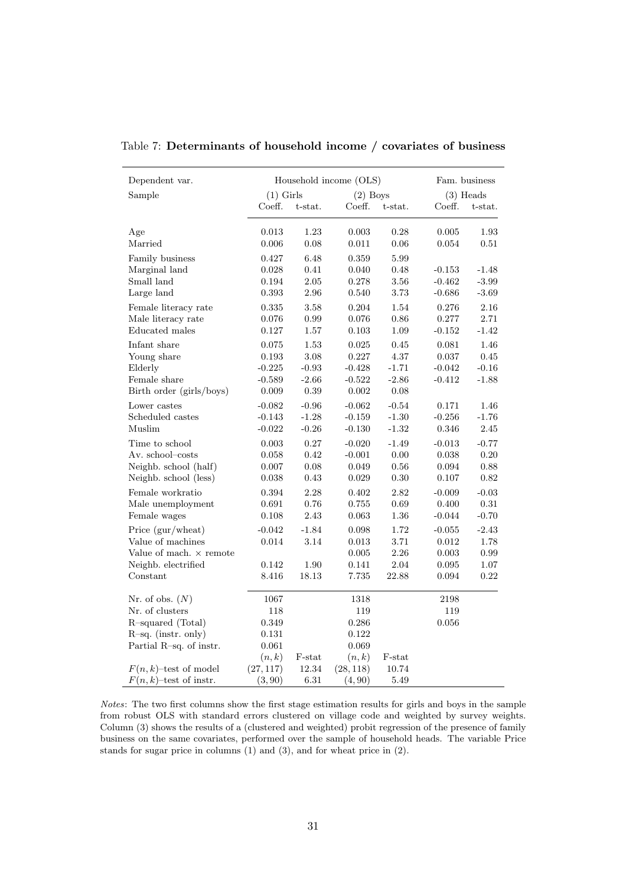Table 7: **Determinants of household income / covariates of business**

| Dependent var. | Household income (OLS) | | | | Fam. business | |
|---|---|---|---|---|---|---|
| Sample | (1) Girls | | (2) Boys | | (3) Heads | |
| | Coeff. | t-stat. | Coeff. | t-stat. | Coeff. | t-stat. |
| Age | 0.013 | 1.23 | 0.003 | 0.28 | 0.005 | 1.93 |
| Married | 0.006 | 0.08 | 0.011 | 0.06 | 0.054 | 0.51 |
| Family business | 0.427 | 6.48 | 0.359 | 5.99 | | |
| Marginal land | 0.028 | 0.41 | 0.040 | 0.48 | -0.153 | -1.48 |
| Small land | 0.194 | 2.05 | 0.278 | 3.56 | -0.462 | -3.99 |
| Large land | 0.393 | 2.96 | 0.540 | 3.73 | -0.686 | -3.69 |
| Female literacy rate | 0.335 | 3.58 | 0.204 | 1.54 | 0.276 | 2.16 |
| Male literacy rate | 0.076 | 0.99 | 0.076 | 0.86 | 0.277 | 2.71 |
| Educated males | 0.127 | 1.57 | 0.103 | 1.09 | -0.152 | -1.42 |
| Infant share | 0.075 | 1.53 | 0.025 | 0.45 | 0.081 | 1.46 |
| Young share | 0.193 | 3.08 | 0.227 | 4.37 | 0.037 | 0.45 |
| Elderly | -0.225 | -0.93 | -0.428 | -1.71 | -0.042 | -0.16 |
| Female share | -0.589 | -2.66 | -0.522 | -2.86 | -0.412 | -1.88 |
| Birth order (girls/boys) | 0.009 | 0.39 | 0.002 | 0.08 | | |
| Lower castes | -0.082 | -0.96 | -0.062 | -0.54 | 0.171 | 1.46 |
| Scheduled castes | -0.143 | -1.28 | -0.159 | -1.30 | -0.256 | -1.76 |
| Muslim | -0.022 | -0.26 | -0.130 | -1.32 | 0.346 | 2.45 |
| Time to school | 0.003 | 0.27 | -0.020 | -1.49 | -0.013 | -0.77 |
| Av. school–costs | 0.058 | 0.42 | -0.001 | 0.00 | 0.038 | 0.20 |
| Neighb. school (half) | 0.007 | 0.08 | 0.049 | 0.56 | 0.094 | 0.88 |
| Neighb. school (less) | 0.038 | 0.43 | 0.029 | 0.30 | 0.107 | 0.82 |
| Female workratio | 0.394 | 2.28 | 0.402 | 2.82 | -0.009 | -0.03 |
| Male unemployment | 0.691 | 0.76 | 0.755 | 0.69 | 0.400 | 0.31 |
| Female wages | 0.108 | 2.43 | 0.063 | 1.36 | -0.044 | -0.70 |
| Price (gur/wheat) | -0.042 | -1.84 | 0.098 | 1.72 | -0.055 | -2.43 |
| Value of machines | 0.014 | 3.14 | 0.013 | 3.71 | 0.012 | 1.78 |
| Value of mach. × remote | | | 0.005 | 2.26 | 0.003 | 0.99 |
| Neighb. electrified | 0.142 | 1.90 | 0.141 | 2.04 | 0.095 | 1.07 |
| Constant | 8.416 | 18.13 | 7.735 | 22.88 | 0.094 | 0.22 |
| Nr. of obs. ($N$) | 1067 | | 1318 | | 2198 | |
| Nr. of clusters | 118 | | 119 | | 119 | |
| R–squared (Total) | 0.349 | | 0.286 | | 0.056 | |
| R–sq. (instr. only) | 0.131 | | 0.122 | | | |
| Partial R–sq. of instr. | 0.061 | | 0.069 | | | |
| | $(n,k)$ | F-stat | $(n,k)$ | F-stat | | |
| $F(n,k)$–test of model | $(27,117)$ | 12.34 | $(28,118)$ | 10.74 | | |
| $F(n,k)$–test of instr. | $(3,90)$ | 6.31 | $(4,90)$ | 5.49 | | |

*Notes*: The two first columns show the first stage estimation results for girls and boys in the sample from robust OLS with standard errors clustered on village code and weighted by survey weights. Column (3) shows the results of a (clustered and weighted) probit regression of the presence of family business on the same covariates, performed over the sample of household heads. The variable Price stands for sugar price in columns (1) and (3), and for wheat price in (2).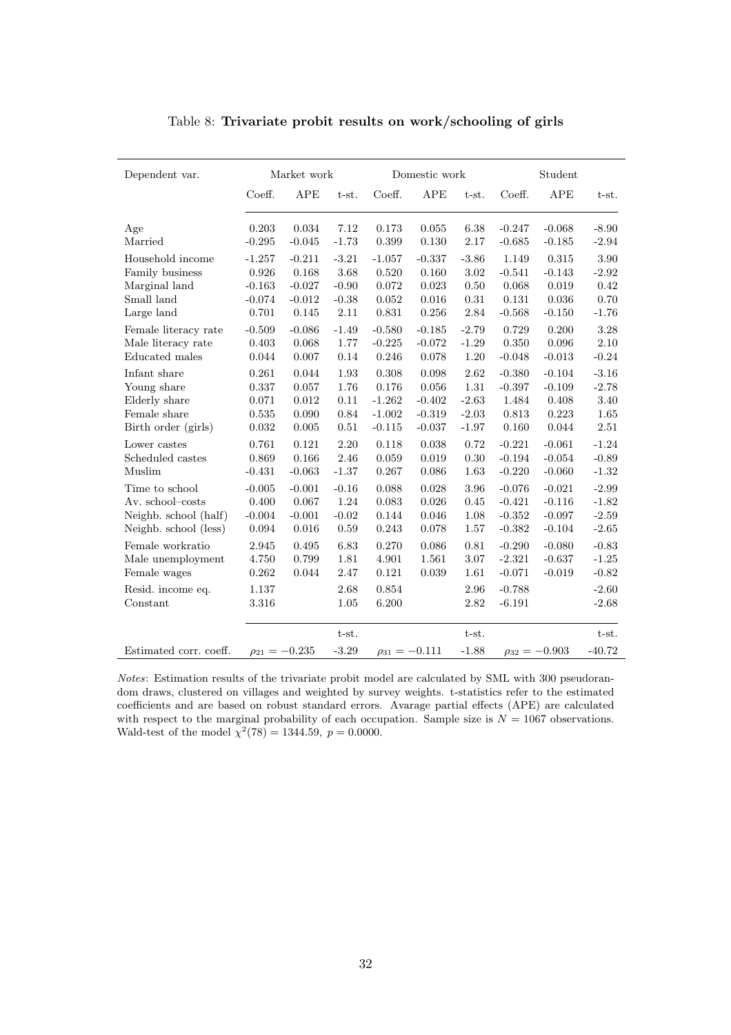Table 8: **Trivariate probit results on work/schooling of girls**

| Dependent var. | Market work | | | Domestic work | | | Student | | |
|---|---|---|---|---|---|---|---|---|---|
| | Coeff. | APE | t-st. | Coeff. | APE | t-st. | Coeff. | APE | t-st. |
| Age | 0.203 | 0.034 | 7.12 | 0.173 | 0.055 | 6.38 | -0.247 | -0.068 | -8.90 |
| Married | -0.295 | -0.045 | -1.73 | 0.399 | 0.130 | 2.17 | -0.685 | -0.185 | -2.94 |
| Household income | -1.257 | -0.211 | -3.21 | -1.057 | -0.337 | -3.86 | 1.149 | 0.315 | 3.90 |
| Family business | 0.926 | 0.168 | 3.68 | 0.520 | 0.160 | 3.02 | -0.541 | -0.143 | -2.92 |
| Marginal land | -0.163 | -0.027 | -0.90 | 0.072 | 0.023 | 0.50 | 0.068 | 0.019 | 0.42 |
| Small land | -0.074 | -0.012 | -0.38 | 0.052 | 0.016 | 0.31 | 0.131 | 0.036 | 0.70 |
| Large land | 0.701 | 0.145 | 2.11 | 0.831 | 0.256 | 2.84 | -0.568 | -0.150 | -1.76 |
| Female literacy rate | -0.509 | -0.086 | -1.49 | -0.580 | -0.185 | -2.79 | 0.729 | 0.200 | 3.28 |
| Male literacy rate | 0.403 | 0.068 | 1.77 | -0.225 | -0.072 | -1.29 | 0.350 | 0.096 | 2.10 |
| Educated males | 0.044 | 0.007 | 0.14 | 0.246 | 0.078 | 1.20 | -0.048 | -0.013 | -0.24 |
| Infant share | 0.261 | 0.044 | 1.93 | 0.308 | 0.098 | 2.62 | -0.380 | -0.104 | -3.16 |
| Young share | 0.337 | 0.057 | 1.76 | 0.176 | 0.056 | 1.31 | -0.397 | -0.109 | -2.78 |
| Elderly share | 0.071 | 0.012 | 0.11 | -1.262 | -0.402 | -2.63 | 1.484 | 0.408 | 3.40 |
| Female share | 0.535 | 0.090 | 0.84 | -1.002 | -0.319 | -2.03 | 0.813 | 0.223 | 1.65 |
| Birth order (girls) | 0.032 | 0.005 | 0.51 | -0.115 | -0.037 | -1.97 | 0.160 | 0.044 | 2.51 |
| Lower castes | 0.761 | 0.121 | 2.20 | 0.118 | 0.038 | 0.72 | -0.221 | -0.061 | -1.24 |
| Scheduled castes | 0.869 | 0.166 | 2.46 | 0.059 | 0.019 | 0.30 | -0.194 | -0.054 | -0.89 |
| Muslim | -0.431 | -0.063 | -1.37 | 0.267 | 0.086 | 1.63 | -0.220 | -0.060 | -1.32 |
| Time to school | -0.005 | -0.001 | -0.16 | 0.088 | 0.028 | 3.96 | -0.076 | -0.021 | -2.99 |
| Av. school–costs | 0.400 | 0.067 | 1.24 | 0.083 | 0.026 | 0.45 | -0.421 | -0.116 | -1.82 |
| Neighb. school (half) | -0.004 | -0.001 | -0.02 | 0.144 | 0.046 | 1.08 | -0.352 | -0.097 | -2.59 |
| Neighb. school (less) | 0.094 | 0.016 | 0.59 | 0.243 | 0.078 | 1.57 | -0.382 | -0.104 | -2.65 |
| Female workratio | 2.945 | 0.495 | 6.83 | 0.270 | 0.086 | 0.81 | -0.290 | -0.080 | -0.83 |
| Male unemployment | 4.750 | 0.799 | 1.81 | 4.901 | 1.561 | 3.07 | -2.321 | -0.637 | -1.25 |
| Female wages | 0.262 | 0.044 | 2.47 | 0.121 | 0.039 | 1.61 | -0.071 | -0.019 | -0.82 |
| Resid. income eq. | 1.137 | | 2.68 | 0.854 | | 2.96 | -0.788 | | -2.60 |
| Constant | 3.316 | | 1.05 | 6.200 | | 2.82 | -6.191 | | -2.68 |
| | | | t-st. | | | t-st. | | | t-st. |
| Estimated corr. coeff. | $\rho_{21} = -0.235$ | | -3.29 | $\rho_{31} = -0.111$ | | -1.88 | $\rho_{32} = -0.903$ | | -40.72 |

*Notes*: Estimation results of the trivariate probit model are calculated by SML with 300 pseudorandom draws, clustered on villages and weighted by survey weights. t-statistics refer to the estimated coefficients and are based on robust standard errors. Avarage partial effects (APE) are calculated with respect to the marginal probability of each occupation. Sample size is $N = 1067$ observations. Wald-test of the model $\chi^2(78) = 1344.59,\ p = 0.0000$.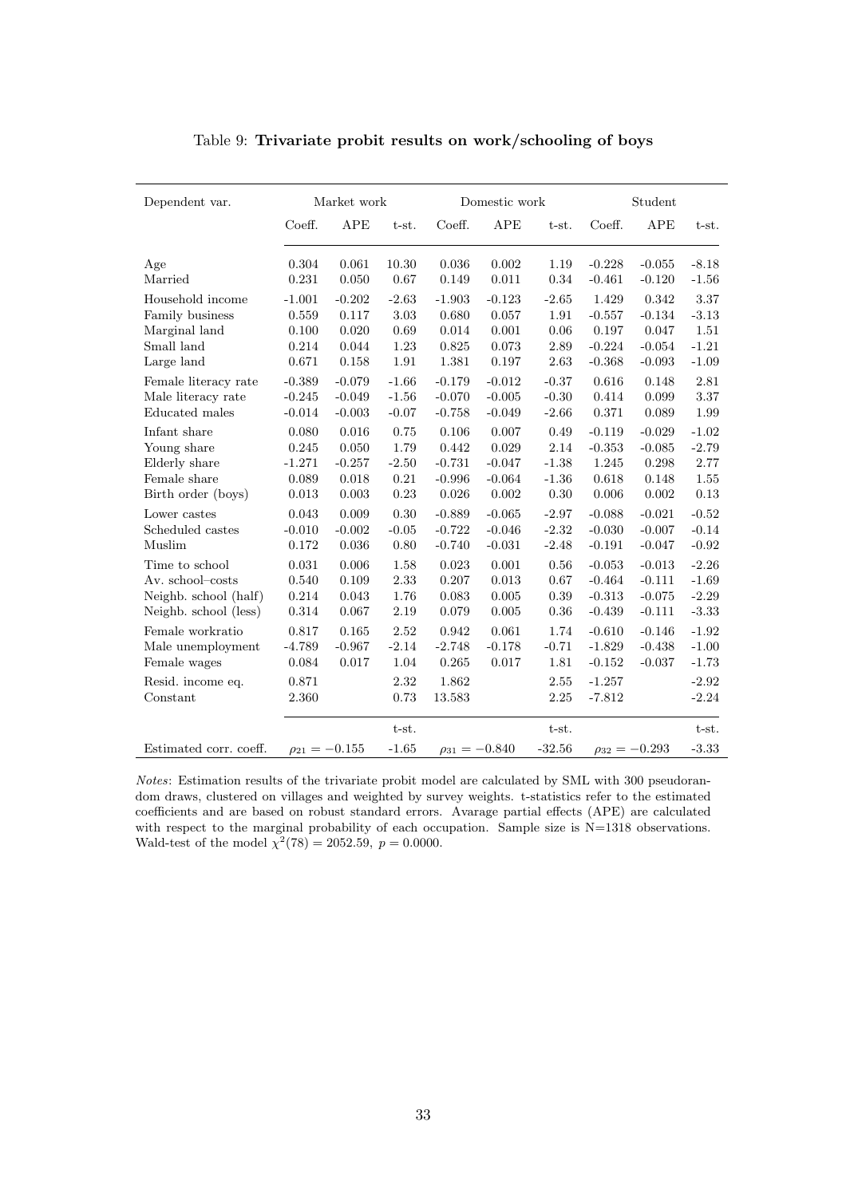Table 9: **Trivariate probit results on work/schooling of boys**

| Dependent var. | Market work | | | Domestic work | | | Student | | |
|---|---|---|---|---|---|---|---|---|---|
| | Coeff. | APE | t-st. | Coeff. | APE | t-st. | Coeff. | APE | t-st. |
| Age | 0.304 | 0.061 | 10.30 | 0.036 | 0.002 | 1.19 | -0.228 | -0.055 | -8.18 |
| Married | 0.231 | 0.050 | 0.67 | 0.149 | 0.011 | 0.34 | -0.461 | -0.120 | -1.56 |
| Household income | -1.001 | -0.202 | -2.63 | -1.903 | -0.123 | -2.65 | 1.429 | 0.342 | 3.37 |
| Family business | 0.559 | 0.117 | 3.03 | 0.680 | 0.057 | 1.91 | -0.557 | -0.134 | -3.13 |
| Marginal land | 0.100 | 0.020 | 0.69 | 0.014 | 0.001 | 0.06 | 0.197 | 0.047 | 1.51 |
| Small land | 0.214 | 0.044 | 1.23 | 0.825 | 0.073 | 2.89 | -0.224 | -0.054 | -1.21 |
| Large land | 0.671 | 0.158 | 1.91 | 1.381 | 0.197 | 2.63 | -0.368 | -0.093 | -1.09 |
| Female literacy rate | -0.389 | -0.079 | -1.66 | -0.179 | -0.012 | -0.37 | 0.616 | 0.148 | 2.81 |
| Male literacy rate | -0.245 | -0.049 | -1.56 | -0.070 | -0.005 | -0.30 | 0.414 | 0.099 | 3.37 |
| Educated males | -0.014 | -0.003 | -0.07 | -0.758 | -0.049 | -2.66 | 0.371 | 0.089 | 1.99 |
| Infant share | 0.080 | 0.016 | 0.75 | 0.106 | 0.007 | 0.49 | -0.119 | -0.029 | -1.02 |
| Young share | 0.245 | 0.050 | 1.79 | 0.442 | 0.029 | 2.14 | -0.353 | -0.085 | -2.79 |
| Elderly share | -1.271 | -0.257 | -2.50 | -0.731 | -0.047 | -1.38 | 1.245 | 0.298 | 2.77 |
| Female share | 0.089 | 0.018 | 0.21 | -0.996 | -0.064 | -1.36 | 0.618 | 0.148 | 1.55 |
| Birth order (boys) | 0.013 | 0.003 | 0.23 | 0.026 | 0.002 | 0.30 | 0.006 | 0.002 | 0.13 |
| Lower castes | 0.043 | 0.009 | 0.30 | -0.889 | -0.065 | -2.97 | -0.088 | -0.021 | -0.52 |
| Scheduled castes | -0.010 | -0.002 | -0.05 | -0.722 | -0.046 | -2.32 | -0.030 | -0.007 | -0.14 |
| Muslim | 0.172 | 0.036 | 0.80 | -0.740 | -0.031 | -2.48 | -0.191 | -0.047 | -0.92 |
| Time to school | 0.031 | 0.006 | 1.58 | 0.023 | 0.001 | 0.56 | -0.053 | -0.013 | -2.26 |
| Av. school–costs | 0.540 | 0.109 | 2.33 | 0.207 | 0.013 | 0.67 | -0.464 | -0.111 | -1.69 |
| Neighb. school (half) | 0.214 | 0.043 | 1.76 | 0.083 | 0.005 | 0.39 | -0.313 | -0.075 | -2.29 |
| Neighb. school (less) | 0.314 | 0.067 | 2.19 | 0.079 | 0.005 | 0.36 | -0.439 | -0.111 | -3.33 |
| Female workratio | 0.817 | 0.165 | 2.52 | 0.942 | 0.061 | 1.74 | -0.610 | -0.146 | -1.92 |
| Male unemployment | -4.789 | -0.967 | -2.14 | -2.748 | -0.178 | -0.71 | -1.829 | -0.438 | -1.00 |
| Female wages | 0.084 | 0.017 | 1.04 | 0.265 | 0.017 | 1.81 | -0.152 | -0.037 | -1.73 |
| Resid. income eq. | 0.871 | | 2.32 | 1.862 | | 2.55 | -1.257 | | -2.92 |
| Constant | 2.360 | | 0.73 | 13.583 | | 2.25 | -7.812 | | -2.24 |
| | | | t-st. | | | t-st. | | | t-st. |
| Estimated corr. coeff. | $\rho_{21} = -0.155$ | | -1.65 | $\rho_{31} = -0.840$ | | -32.56 | $\rho_{32} = -0.293$ | | -3.33 |

*Notes*: Estimation results of the trivariate probit model are calculated by SML with 300 pseudorandom draws, clustered on villages and weighted by survey weights. t-statistics refer to the estimated coefficients and are based on robust standard errors. Avarage partial effects (APE) are calculated with respect to the marginal probability of each occupation. Sample size is N=1318 observations. Wald-test of the model $\chi^2(78) = 2052.59,\ p = 0.0000$.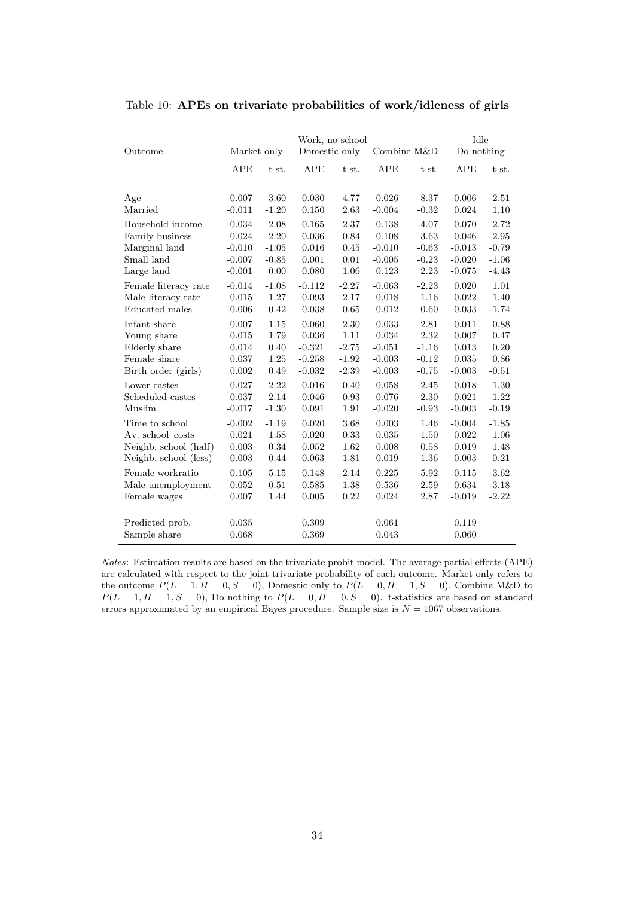Table 10: **APEs on trivariate probabilities of work/idleness of girls**

| Outcome | Market only | | Work, no school Domestic only | | Combine M&D | | Idle Do nothing | |
|---|---|---|---|---|---|---|---|---|
| | APE | t-st. | APE | t-st. | APE | t-st. | APE | t-st. |
| Age | 0.007 | 3.60 | 0.030 | 4.77 | 0.026 | 8.37 | -0.006 | -2.51 |
| Married | -0.011 | -1.20 | 0.150 | 2.63 | -0.004 | -0.32 | 0.024 | 1.10 |
| Household income | -0.034 | -2.08 | -0.165 | -2.37 | -0.138 | -4.07 | 0.070 | 2.72 |
| Family business | 0.024 | 2.20 | 0.036 | 0.84 | 0.108 | 3.63 | -0.046 | -2.95 |
| Marginal land | -0.010 | -1.05 | 0.016 | 0.45 | -0.010 | -0.63 | -0.013 | -0.79 |
| Small land | -0.007 | -0.85 | 0.001 | 0.01 | -0.005 | -0.23 | -0.020 | -1.06 |
| Large land | -0.001 | 0.00 | 0.080 | 1.06 | 0.123 | 2.23 | -0.075 | -4.43 |
| Female literacy rate | -0.014 | -1.08 | -0.112 | -2.27 | -0.063 | -2.23 | 0.020 | 1.01 |
| Male literacy rate | 0.015 | 1.27 | -0.093 | -2.17 | 0.018 | 1.16 | -0.022 | -1.40 |
| Educated males | -0.006 | -0.42 | 0.038 | 0.65 | 0.012 | 0.60 | -0.033 | -1.74 |
| Infant share | 0.007 | 1.15 | 0.060 | 2.30 | 0.033 | 2.81 | -0.011 | -0.88 |
| Young share | 0.015 | 1.79 | 0.036 | 1.11 | 0.034 | 2.32 | 0.007 | 0.47 |
| Elderly share | 0.014 | 0.40 | -0.321 | -2.75 | -0.051 | -1.16 | 0.013 | 0.20 |
| Female share | 0.037 | 1.25 | -0.258 | -1.92 | -0.003 | -0.12 | 0.035 | 0.86 |
| Birth order (girls) | 0.002 | 0.49 | -0.032 | -2.39 | -0.003 | -0.75 | -0.003 | -0.51 |
| Lower castes | 0.027 | 2.22 | -0.016 | -0.40 | 0.058 | 2.45 | -0.018 | -1.30 |
| Scheduled castes | 0.037 | 2.14 | -0.046 | -0.93 | 0.076 | 2.30 | -0.021 | -1.22 |
| Muslim | -0.017 | -1.30 | 0.091 | 1.91 | -0.020 | -0.93 | -0.003 | -0.19 |
| Time to school | -0.002 | -1.19 | 0.020 | 3.68 | 0.003 | 1.46 | -0.004 | -1.85 |
| Av. school–costs | 0.021 | 1.58 | 0.020 | 0.33 | 0.035 | 1.50 | 0.022 | 1.06 |
| Neighb. school (half) | 0.003 | 0.34 | 0.052 | 1.62 | 0.008 | 0.58 | 0.019 | 1.48 |
| Neighb. school (less) | 0.003 | 0.44 | 0.063 | 1.81 | 0.019 | 1.36 | 0.003 | 0.21 |
| Female workratio | 0.105 | 5.15 | -0.148 | -2.14 | 0.225 | 5.92 | -0.115 | -3.62 |
| Male unemployment | 0.052 | 0.51 | 0.585 | 1.38 | 0.536 | 2.59 | -0.634 | -3.18 |
| Female wages | 0.007 | 1.44 | 0.005 | 0.22 | 0.024 | 2.87 | -0.019 | -2.22 |
| Predicted prob. | 0.035 | | 0.309 | | 0.061 | | 0.119 | |
| Sample share | 0.068 | | 0.369 | | 0.043 | | 0.060 | |

*Notes*: Estimation results are based on the trivariate probit model. The avarage partial effects (APE) are calculated with respect to the joint trivariate probability of each outcome. Market only refers to the outcome $P(L = 1, H = 0, S = 0)$, Domestic only to $P(L = 0, H = 1, S = 0)$, Combine M&D to $P(L = 1, H = 1, S = 0)$, Do nothing to $P(L = 0, H = 0, S = 0)$. t-statistics are based on standard errors approximated by an empirical Bayes procedure. Sample size is $N = 1067$ observations.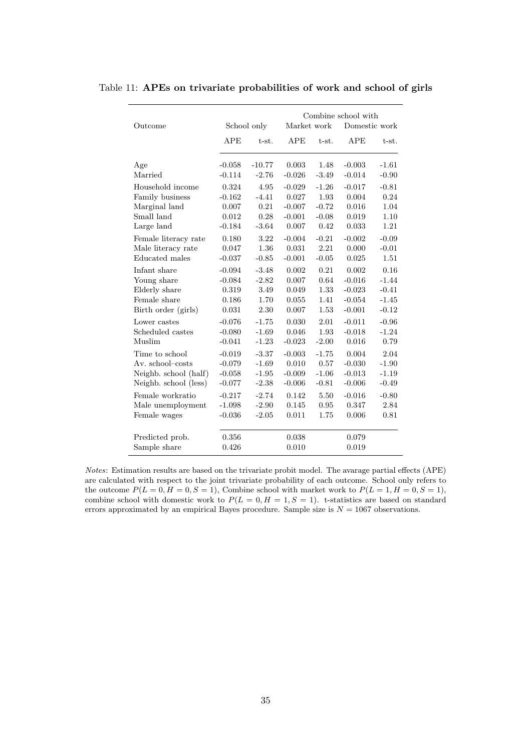Table 11: **APEs on trivariate probabilities of work and school of girls**

| Outcome | School only | | Combine school with Market work | | Combine school with Domestic work | |
|---|---|---|---|---|---|---|
| | APE | t-st. | APE | t-st. | APE | t-st. |
| Age | -0.058 | -10.77 | 0.003 | 1.48 | -0.003 | -1.61 |
| Married | -0.114 | -2.76 | -0.026 | -3.49 | -0.014 | -0.90 |
| Household income | 0.324 | 4.95 | -0.029 | -1.26 | -0.017 | -0.81 |
| Family business | -0.162 | -4.41 | 0.027 | 1.93 | 0.004 | 0.24 |
| Marginal land | 0.007 | 0.21 | -0.007 | -0.72 | 0.016 | 1.04 |
| Small land | 0.012 | 0.28 | -0.001 | -0.08 | 0.019 | 1.10 |
| Large land | -0.184 | -3.64 | 0.007 | 0.42 | 0.033 | 1.21 |
| Female literacy rate | 0.180 | 3.22 | -0.004 | -0.21 | -0.002 | -0.09 |
| Male literacy rate | 0.047 | 1.36 | 0.031 | 2.21 | 0.000 | -0.01 |
| Educated males | -0.037 | -0.85 | -0.001 | -0.05 | 0.025 | 1.51 |
| Infant share | -0.094 | -3.48 | 0.002 | 0.21 | 0.002 | 0.16 |
| Young share | -0.084 | -2.82 | 0.007 | 0.64 | -0.016 | -1.44 |
| Elderly share | 0.319 | 3.49 | 0.049 | 1.33 | -0.023 | -0.41 |
| Female share | 0.186 | 1.70 | 0.055 | 1.41 | -0.054 | -1.45 |
| Birth order (girls) | 0.031 | 2.30 | 0.007 | 1.53 | -0.001 | -0.12 |
| Lower castes | -0.076 | -1.75 | 0.030 | 2.01 | -0.011 | -0.96 |
| Scheduled castes | -0.080 | -1.69 | 0.046 | 1.93 | -0.018 | -1.24 |
| Muslim | -0.041 | -1.23 | -0.023 | -2.00 | 0.016 | 0.79 |
| Time to school | -0.019 | -3.37 | -0.003 | -1.75 | 0.004 | 2.04 |
| Av. school–costs | -0.079 | -1.69 | 0.010 | 0.57 | -0.030 | -1.90 |
| Neighb. school (half) | -0.058 | -1.95 | -0.009 | -1.06 | -0.013 | -1.19 |
| Neighb. school (less) | -0.077 | -2.38 | -0.006 | -0.81 | -0.006 | -0.49 |
| Female workratio | -0.217 | -2.74 | 0.142 | 5.50 | -0.016 | -0.80 |
| Male unemployment | -1.098 | -2.90 | 0.145 | 0.95 | 0.347 | 2.84 |
| Female wages | -0.036 | -2.05 | 0.011 | 1.75 | 0.006 | 0.81 |
| Predicted prob. | 0.356 | | 0.038 | | 0.079 | |
| Sample share | 0.426 | | 0.010 | | 0.019 | |

*Notes*: Estimation results are based on the trivariate probit model. The avarage partial effects (APE) are calculated with respect to the joint trivariate probability of each outcome. School only refers to the outcome $P(L = 0, H = 0, S = 1)$, Combine school with market work to $P(L = 1, H = 0, S = 1)$, combine school with domestic work to $P(L = 0, H = 1, S = 1)$. t-statistics are based on standard errors approximated by an empirical Bayes procedure. Sample size is $N = 1067$ observations.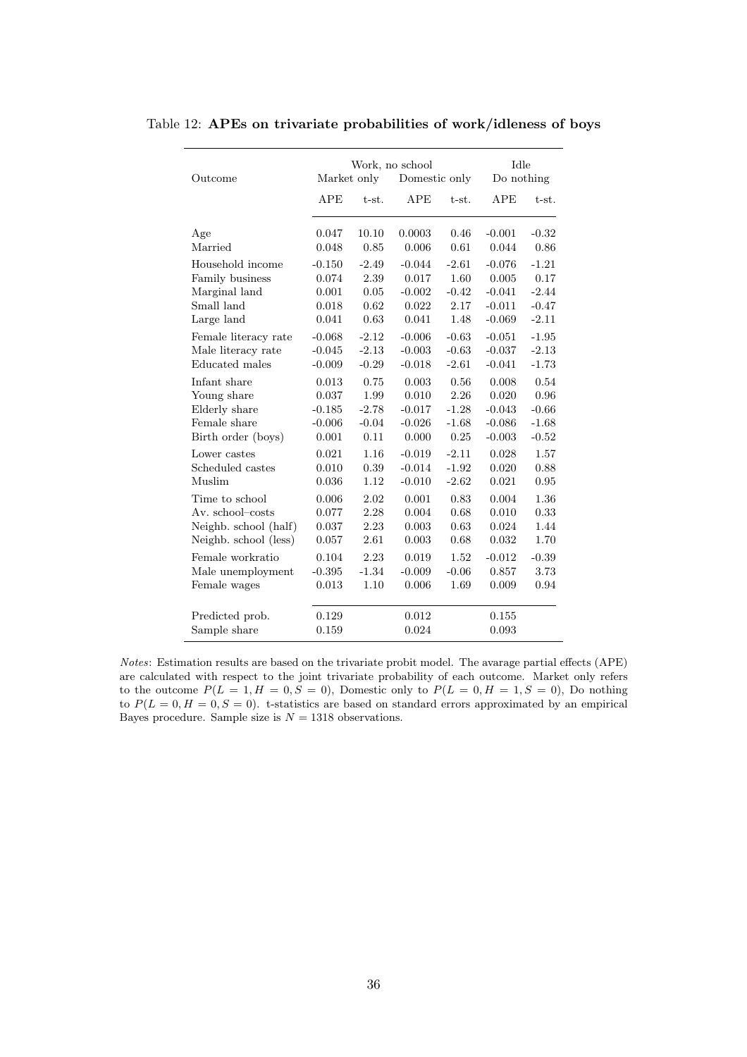Table 12: **APEs on trivariate probabilities of work/idleness of boys**

| Outcome | Work, no school | | | | Idle | |
|---|---|---|---|---|---|---|
| | Market only | | Domestic only | | Do nothing | |
| | APE | t-st. | APE | t-st. | APE | t-st. |
| Age | 0.047 | 10.10 | 0.0003 | 0.46 | -0.001 | -0.32 |
| Married | 0.048 | 0.85 | 0.006 | 0.61 | 0.044 | 0.86 |
| Household income | -0.150 | -2.49 | -0.044 | -2.61 | -0.076 | -1.21 |
| Family business | 0.074 | 2.39 | 0.017 | 1.60 | 0.005 | 0.17 |
| Marginal land | 0.001 | 0.05 | -0.002 | -0.42 | -0.041 | -2.44 |
| Small land | 0.018 | 0.62 | 0.022 | 2.17 | -0.011 | -0.47 |
| Large land | 0.041 | 0.63 | 0.041 | 1.48 | -0.069 | -2.11 |
| Female literacy rate | -0.068 | -2.12 | -0.006 | -0.63 | -0.051 | -1.95 |
| Male literacy rate | -0.045 | -2.13 | -0.003 | -0.63 | -0.037 | -2.13 |
| Educated males | -0.009 | -0.29 | -0.018 | -2.61 | -0.041 | -1.73 |
| Infant share | 0.013 | 0.75 | 0.003 | 0.56 | 0.008 | 0.54 |
| Young share | 0.037 | 1.99 | 0.010 | 2.26 | 0.020 | 0.96 |
| Elderly share | -0.185 | -2.78 | -0.017 | -1.28 | -0.043 | -0.66 |
| Female share | -0.006 | -0.04 | -0.026 | -1.68 | -0.086 | -1.68 |
| Birth order (boys) | 0.001 | 0.11 | 0.000 | 0.25 | -0.003 | -0.52 |
| Lower castes | 0.021 | 1.16 | -0.019 | -2.11 | 0.028 | 1.57 |
| Scheduled castes | 0.010 | 0.39 | -0.014 | -1.92 | 0.020 | 0.88 |
| Muslim | 0.036 | 1.12 | -0.010 | -2.62 | 0.021 | 0.95 |
| Time to school | 0.006 | 2.02 | 0.001 | 0.83 | 0.004 | 1.36 |
| Av. school–costs | 0.077 | 2.28 | 0.004 | 0.68 | 0.010 | 0.33 |
| Neighb. school (half) | 0.037 | 2.23 | 0.003 | 0.63 | 0.024 | 1.44 |
| Neighb. school (less) | 0.057 | 2.61 | 0.003 | 0.68 | 0.032 | 1.70 |
| Female workratio | 0.104 | 2.23 | 0.019 | 1.52 | -0.012 | -0.39 |
| Male unemployment | -0.395 | -1.34 | -0.009 | -0.06 | 0.857 | 3.73 |
| Female wages | 0.013 | 1.10 | 0.006 | 1.69 | 0.009 | 0.94 |
| Predicted prob. | 0.129 | | 0.012 | | 0.155 | |
| Sample share | 0.159 | | 0.024 | | 0.093 | |

*Notes*: Estimation results are based on the trivariate probit model. The avarage partial effects (APE) are calculated with respect to the joint trivariate probability of each outcome. Market only refers to the outcome $P(L = 1, H = 0, S = 0)$, Domestic only to $P(L = 0, H = 1, S = 0)$, Do nothing to $P(L = 0, H = 0, S = 0)$. t-statistics are based on standard errors approximated by an empirical Bayes procedure. Sample size is $N = 1318$ observations.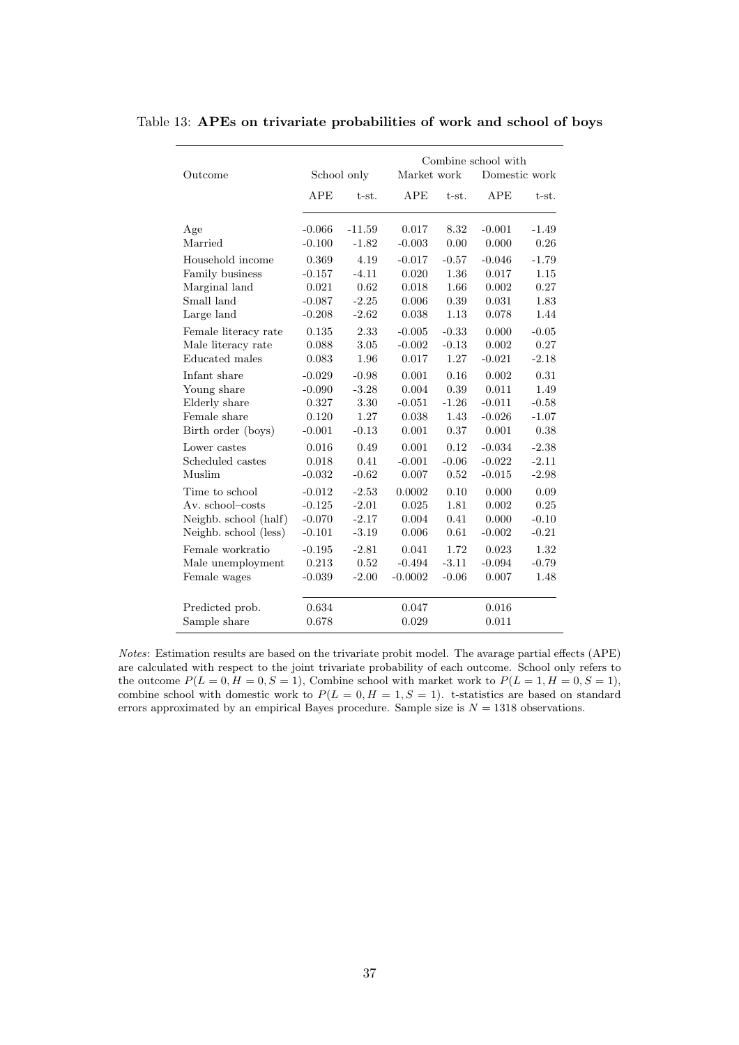Table 13: **APEs on trivariate probabilities of work and school of boys**

| Outcome | School only | | Combine school with Market work | | Combine school with Domestic work | |
|---|---|---|---|---|---|---|
| | APE | t-st. | APE | t-st. | APE | t-st. |
| Age | -0.066 | -11.59 | 0.017 | 8.32 | -0.001 | -1.49 |
| Married | -0.100 | -1.82 | -0.003 | 0.00 | 0.000 | 0.26 |
| Household income | 0.369 | 4.19 | -0.017 | -0.57 | -0.046 | -1.79 |
| Family business | -0.157 | -4.11 | 0.020 | 1.36 | 0.017 | 1.15 |
| Marginal land | 0.021 | 0.62 | 0.018 | 1.66 | 0.002 | 0.27 |
| Small land | -0.087 | -2.25 | 0.006 | 0.39 | 0.031 | 1.83 |
| Large land | -0.208 | -2.62 | 0.038 | 1.13 | 0.078 | 1.44 |
| Female literacy rate | 0.135 | 2.33 | -0.005 | -0.33 | 0.000 | -0.05 |
| Male literacy rate | 0.088 | 3.05 | -0.002 | -0.13 | 0.002 | 0.27 |
| Educated males | 0.083 | 1.96 | 0.017 | 1.27 | -0.021 | -2.18 |
| Infant share | -0.029 | -0.98 | 0.001 | 0.16 | 0.002 | 0.31 |
| Young share | -0.090 | -3.28 | 0.004 | 0.39 | 0.011 | 1.49 |
| Elderly share | 0.327 | 3.30 | -0.051 | -1.26 | -0.011 | -0.58 |
| Female share | 0.120 | 1.27 | 0.038 | 1.43 | -0.026 | -1.07 |
| Birth order (boys) | -0.001 | -0.13 | 0.001 | 0.37 | 0.001 | 0.38 |
| Lower castes | 0.016 | 0.49 | 0.001 | 0.12 | -0.034 | -2.38 |
| Scheduled castes | 0.018 | 0.41 | -0.001 | -0.06 | -0.022 | -2.11 |
| Muslim | -0.032 | -0.62 | 0.007 | 0.52 | -0.015 | -2.98 |
| Time to school | -0.012 | -2.53 | 0.0002 | 0.10 | 0.000 | 0.09 |
| Av. school–costs | -0.125 | -2.01 | 0.025 | 1.81 | 0.002 | 0.25 |
| Neighb. school (half) | -0.070 | -2.17 | 0.004 | 0.41 | 0.000 | -0.10 |
| Neighb. school (less) | -0.101 | -3.19 | 0.006 | 0.61 | -0.002 | -0.21 |
| Female workratio | -0.195 | -2.81 | 0.041 | 1.72 | 0.023 | 1.32 |
| Male unemployment | 0.213 | 0.52 | -0.494 | -3.11 | -0.094 | -0.79 |
| Female wages | -0.039 | -2.00 | -0.0002 | -0.06 | 0.007 | 1.48 |
| Predicted prob. | 0.634 | | 0.047 | | 0.016 | |
| Sample share | 0.678 | | 0.029 | | 0.011 | |

*Notes*: Estimation results are based on the trivariate probit model. The avarage partial effects (APE) are calculated with respect to the joint trivariate probability of each outcome. School only refers to the outcome $P(L = 0, H = 0, S = 1)$, Combine school with market work to $P(L = 1, H = 0, S = 1)$, combine school with domestic work to $P(L = 0, H = 1, S = 1)$. t-statistics are based on standard errors approximated by an empirical Bayes procedure. Sample size is $N = 1318$ observations.